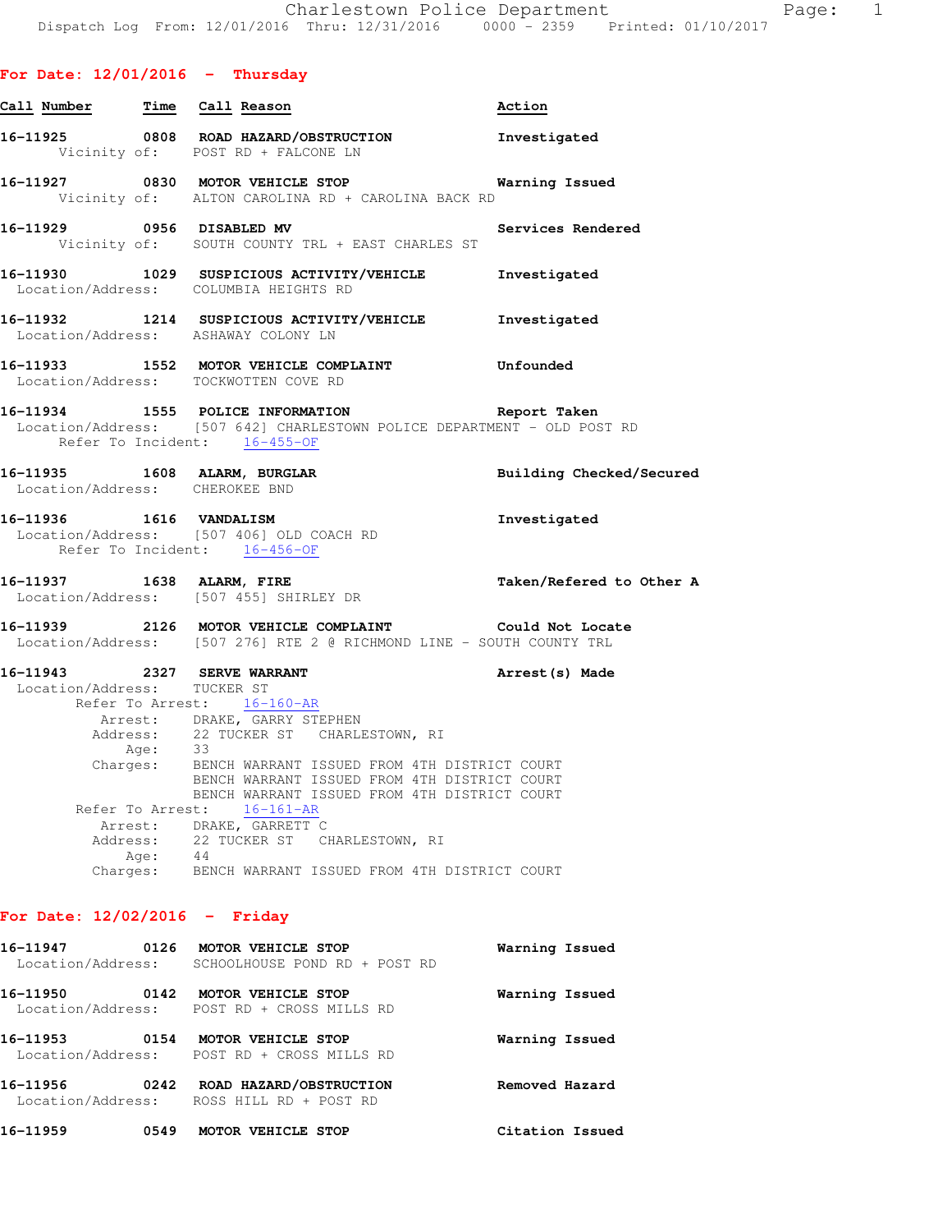# Charlestown Police Department

Dispatch Log From: 12/01/2016 Thru: 12/31/2016 0000 - 2359 Printed: 01/10/2017

## For Date: 12/01/2016 - Thursday

| Call Number | Time | Call Reason | Action |
|---|---|---|---|

**16-11925** 0808 **ROAD HAZARD/OBSTRUCTION** — **Investigated**
Vicinity of: POST RD + FALCONE LN

**16-11927** 0830 **MOTOR VEHICLE STOP** — **Warning Issued**
Vicinity of: ALTON CAROLINA RD + CAROLINA BACK RD

**16-11929** 0956 **DISABLED MV** — **Services Rendered**
Vicinity of: SOUTH COUNTY TRL + EAST CHARLES ST

**16-11930** 1029 **SUSPICIOUS ACTIVITY/VEHICLE** — **Investigated**
Location/Address: COLUMBIA HEIGHTS RD

**16-11932** 1214 **SUSPICIOUS ACTIVITY/VEHICLE** — **Investigated**
Location/Address: ASHAWAY COLONY LN

**16-11933** 1552 **MOTOR VEHICLE COMPLAINT** — **Unfounded**
Location/Address: TOCKWOTTEN COVE RD

**16-11934** 1555 **POLICE INFORMATION** — **Report Taken**
Location/Address: [507 642] CHARLESTOWN POLICE DEPARTMENT - OLD POST RD
Refer To Incident: 16-455-OF

**16-11935** 1608 **ALARM, BURGLAR** — **Building Checked/Secured**
Location/Address: CHEROKEE BND

**16-11936** 1616 **VANDALISM** — **Investigated**
Location/Address: [507 406] OLD COACH RD
Refer To Incident: 16-456-OF

**16-11937** 1638 **ALARM, FIRE** — **Taken/Refered to Other A**
Location/Address: [507 455] SHIRLEY DR

**16-11939** 2126 **MOTOR VEHICLE COMPLAINT** — **Could Not Locate**
Location/Address: [507 276] RTE 2 @ RICHMOND LINE - SOUTH COUNTY TRL

**16-11943** 2327 **SERVE WARRANT** — **Arrest(s) Made**
Location/Address: TUCKER ST
Refer To Arrest: 16-160-AR
Arrest: DRAKE, GARRY STEPHEN
Address: 22 TUCKER ST CHARLESTOWN, RI
Age: 33
Charges: BENCH WARRANT ISSUED FROM 4TH DISTRICT COURT
BENCH WARRANT ISSUED FROM 4TH DISTRICT COURT
BENCH WARRANT ISSUED FROM 4TH DISTRICT COURT
Refer To Arrest: 16-161-AR
Arrest: DRAKE, GARRETT C
Address: 22 TUCKER ST CHARLESTOWN, RI
Age: 44
Charges: BENCH WARRANT ISSUED FROM 4TH DISTRICT COURT

## For Date: 12/02/2016 - Friday

**16-11947** 0126 **MOTOR VEHICLE STOP** — **Warning Issued**
Location/Address: SCHOOLHOUSE POND RD + POST RD

**16-11950** 0142 **MOTOR VEHICLE STOP** — **Warning Issued**
Location/Address: POST RD + CROSS MILLS RD

**16-11953** 0154 **MOTOR VEHICLE STOP** — **Warning Issued**
Location/Address: POST RD + CROSS MILLS RD

**16-11956** 0242 **ROAD HAZARD/OBSTRUCTION** — **Removed Hazard**
Location/Address: ROSS HILL RD + POST RD

**16-11959** 0549 **MOTOR VEHICLE STOP** — **Citation Issued**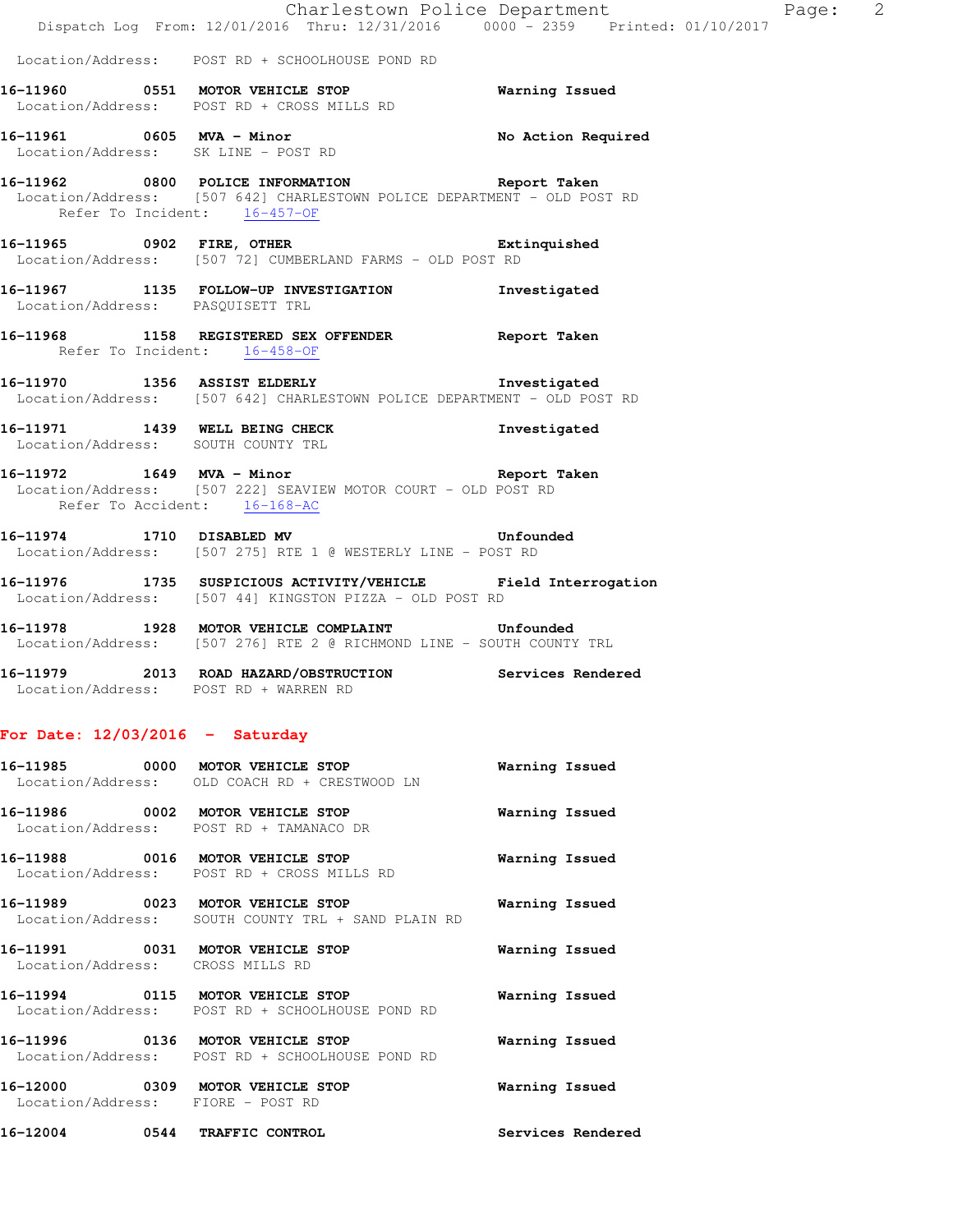Location/Address: POST RD + SCHOOLHOUSE POND RD

**16-11960 0551 MOTOR VEHICLE STOP** — **Warning Issued**
Location/Address: POST RD + CROSS MILLS RD

**16-11961 0605 MVA - Minor** — **No Action Required**
Location/Address: SK LINE - POST RD

**16-11962 0800 POLICE INFORMATION** — **Report Taken**
Location/Address: [507 642] CHARLESTOWN POLICE DEPARTMENT - OLD POST RD
Refer To Incident: 16-457-OF

**16-11965 0902 FIRE, OTHER** — **Extinquished**
Location/Address: [507 72] CUMBERLAND FARMS - OLD POST RD

**16-11967 1135 FOLLOW-UP INVESTIGATION** — **Investigated**
Location/Address: PASQUISETT TRL

**16-11968 1158 REGISTERED SEX OFFENDER** — **Report Taken**
Refer To Incident: 16-458-OF

**16-11970 1356 ASSIST ELDERLY** — **Investigated**
Location/Address: [507 642] CHARLESTOWN POLICE DEPARTMENT - OLD POST RD

**16-11971 1439 WELL BEING CHECK** — **Investigated**
Location/Address: SOUTH COUNTY TRL

**16-11972 1649 MVA - Minor** — **Report Taken**
Location/Address: [507 222] SEAVIEW MOTOR COURT - OLD POST RD
Refer To Accident: 16-168-AC

**16-11974 1710 DISABLED MV** — **Unfounded**
Location/Address: [507 275] RTE 1 @ WESTERLY LINE - POST RD

**16-11976 1735 SUSPICIOUS ACTIVITY/VEHICLE** — **Field Interrogation**
Location/Address: [507 44] KINGSTON PIZZA - OLD POST RD

**16-11978 1928 MOTOR VEHICLE COMPLAINT** — **Unfounded**
Location/Address: [507 276] RTE 2 @ RICHMOND LINE - SOUTH COUNTY TRL

**16-11979 2013 ROAD HAZARD/OBSTRUCTION** — **Services Rendered**
Location/Address: POST RD + WARREN RD

## For Date: 12/03/2016 - Saturday

**16-11985 0000 MOTOR VEHICLE STOP** — **Warning Issued**
Location/Address: OLD COACH RD + CRESTWOOD LN

**16-11986 0002 MOTOR VEHICLE STOP** — **Warning Issued**
Location/Address: POST RD + TAMANACO DR

**16-11988 0016 MOTOR VEHICLE STOP** — **Warning Issued**
Location/Address: POST RD + CROSS MILLS RD

**16-11989 0023 MOTOR VEHICLE STOP** — **Warning Issued**
Location/Address: SOUTH COUNTY TRL + SAND PLAIN RD

**16-11991 0031 MOTOR VEHICLE STOP** — **Warning Issued**
Location/Address: CROSS MILLS RD

**16-11994 0115 MOTOR VEHICLE STOP** — **Warning Issued**
Location/Address: POST RD + SCHOOLHOUSE POND RD

**16-11996 0136 MOTOR VEHICLE STOP** — **Warning Issued**
Location/Address: POST RD + SCHOOLHOUSE POND RD

**16-12000 0309 MOTOR VEHICLE STOP** — **Warning Issued**
Location/Address: FIORE - POST RD

**16-12004 0544 TRAFFIC CONTROL** — **Services Rendered**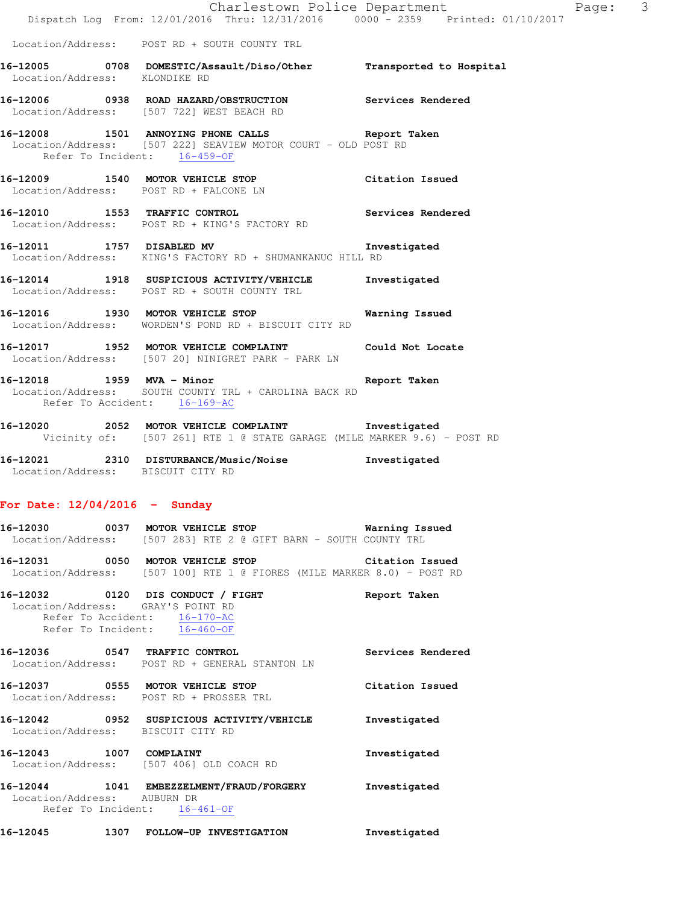Location/Address: POST RD + SOUTH COUNTY TRL

**16-12005 0708 DOMESTIC/Assault/Diso/Other Transported to Hospital**
Location/Address: KLONDIKE RD

**16-12006 0938 ROAD HAZARD/OBSTRUCTION Services Rendered**
Location/Address: [507 722] WEST BEACH RD

**16-12008 1501 ANNOYING PHONE CALLS Report Taken**
Location/Address: [507 222] SEAVIEW MOTOR COURT - OLD POST RD
Refer To Incident: 16-459-OF

**16-12009 1540 MOTOR VEHICLE STOP Citation Issued**
Location/Address: POST RD + FALCONE LN

**16-12010 1553 TRAFFIC CONTROL Services Rendered**
Location/Address: POST RD + KING'S FACTORY RD

**16-12011 1757 DISABLED MV Investigated**
Location/Address: KING'S FACTORY RD + SHUMANKANUC HILL RD

**16-12014 1918 SUSPICIOUS ACTIVITY/VEHICLE Investigated**
Location/Address: POST RD + SOUTH COUNTY TRL

**16-12016 1930 MOTOR VEHICLE STOP Warning Issued**
Location/Address: WORDEN'S POND RD + BISCUIT CITY RD

**16-12017 1952 MOTOR VEHICLE COMPLAINT Could Not Locate**
Location/Address: [507 20] NINIGRET PARK - PARK LN

**16-12018 1959 MVA - Minor Report Taken**
Location/Address: SOUTH COUNTY TRL + CAROLINA BACK RD
Refer To Accident: 16-169-AC

**16-12020 2052 MOTOR VEHICLE COMPLAINT Investigated**
Vicinity of: [507 261] RTE 1 @ STATE GARAGE (MILE MARKER 9.6) - POST RD

**16-12021 2310 DISTURBANCE/Music/Noise Investigated**
Location/Address: BISCUIT CITY RD

## For Date: 12/04/2016 - Sunday

**16-12030 0037 MOTOR VEHICLE STOP Warning Issued**
Location/Address: [507 283] RTE 2 @ GIFT BARN - SOUTH COUNTY TRL

**16-12031 0050 MOTOR VEHICLE STOP Citation Issued**
Location/Address: [507 100] RTE 1 @ FIORES (MILE MARKER 8.0) - POST RD

**16-12032 0120 DIS CONDUCT / FIGHT Report Taken**
Location/Address: GRAY'S POINT RD
Refer To Accident: 16-170-AC
Refer To Incident: 16-460-OF

**16-12036 0547 TRAFFIC CONTROL Services Rendered**
Location/Address: POST RD + GENERAL STANTON LN

**16-12037 0555 MOTOR VEHICLE STOP Citation Issued**
Location/Address: POST RD + PROSSER TRL

**16-12042 0952 SUSPICIOUS ACTIVITY/VEHICLE Investigated**
Location/Address: BISCUIT CITY RD

**16-12043 1007 COMPLAINT Investigated**
Location/Address: [507 406] OLD COACH RD

**16-12044 1041 EMBEZZELMENT/FRAUD/FORGERY Investigated**
Location/Address: AUBURN DR
Refer To Incident: 16-461-OF

**16-12045 1307 FOLLOW-UP INVESTIGATION Investigated**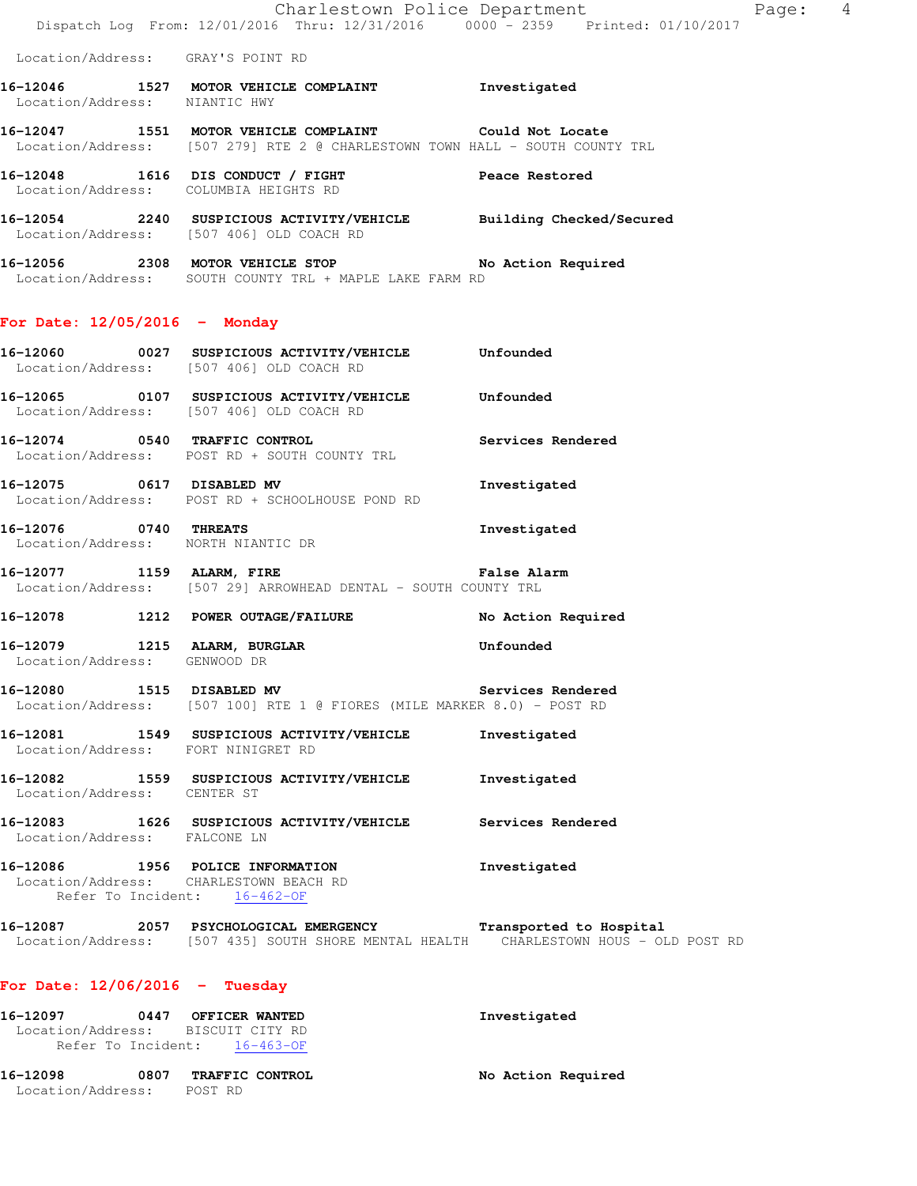Location/Address: GRAY'S POINT RD

**16-12046 1527 MOTOR VEHICLE COMPLAINT** Investigated
Location/Address: NIANTIC HWY

**16-12047 1551 MOTOR VEHICLE COMPLAINT** Could Not Locate
Location/Address: [507 279] RTE 2 @ CHARLESTOWN TOWN HALL - SOUTH COUNTY TRL

**16-12048 1616 DIS CONDUCT / FIGHT** Peace Restored
Location/Address: COLUMBIA HEIGHTS RD

**16-12054 2240 SUSPICIOUS ACTIVITY/VEHICLE** Building Checked/Secured
Location/Address: [507 406] OLD COACH RD

**16-12056 2308 MOTOR VEHICLE STOP** No Action Required
Location/Address: SOUTH COUNTY TRL + MAPLE LAKE FARM RD

## For Date: 12/05/2016 - Monday

**16-12060 0027 SUSPICIOUS ACTIVITY/VEHICLE** Unfounded
Location/Address: [507 406] OLD COACH RD

**16-12065 0107 SUSPICIOUS ACTIVITY/VEHICLE** Unfounded
Location/Address: [507 406] OLD COACH RD

**16-12074 0540 TRAFFIC CONTROL** Services Rendered
Location/Address: POST RD + SOUTH COUNTY TRL

**16-12075 0617 DISABLED MV** Investigated
Location/Address: POST RD + SCHOOLHOUSE POND RD

**16-12076 0740 THREATS** Investigated
Location/Address: NORTH NIANTIC DR

**16-12077 1159 ALARM, FIRE** False Alarm
Location/Address: [507 29] ARROWHEAD DENTAL - SOUTH COUNTY TRL

**16-12078 1212 POWER OUTAGE/FAILURE** No Action Required

**16-12079 1215 ALARM, BURGLAR** Unfounded
Location/Address: GENWOOD DR

**16-12080 1515 DISABLED MV** Services Rendered
Location/Address: [507 100] RTE 1 @ FIORES (MILE MARKER 8.0) - POST RD

**16-12081 1549 SUSPICIOUS ACTIVITY/VEHICLE** Investigated
Location/Address: FORT NINIGRET RD

**16-12082 1559 SUSPICIOUS ACTIVITY/VEHICLE** Investigated
Location/Address: CENTER ST

**16-12083 1626 SUSPICIOUS ACTIVITY/VEHICLE** Services Rendered
Location/Address: FALCONE LN

**16-12086 1956 POLICE INFORMATION** Investigated
Location/Address: CHARLESTOWN BEACH RD
Refer To Incident: 16-462-OF

**16-12087 2057 PSYCHOLOGICAL EMERGENCY** Transported to Hospital
Location/Address: [507 435] SOUTH SHORE MENTAL HEALTH CHARLESTOWN HOUS - OLD POST RD

## For Date: 12/06/2016 - Tuesday

**16-12097 0447 OFFICER WANTED** Investigated
Location/Address: BISCUIT CITY RD
Refer To Incident: 16-463-OF

**16-12098 0807 TRAFFIC CONTROL** No Action Required
Location/Address: POST RD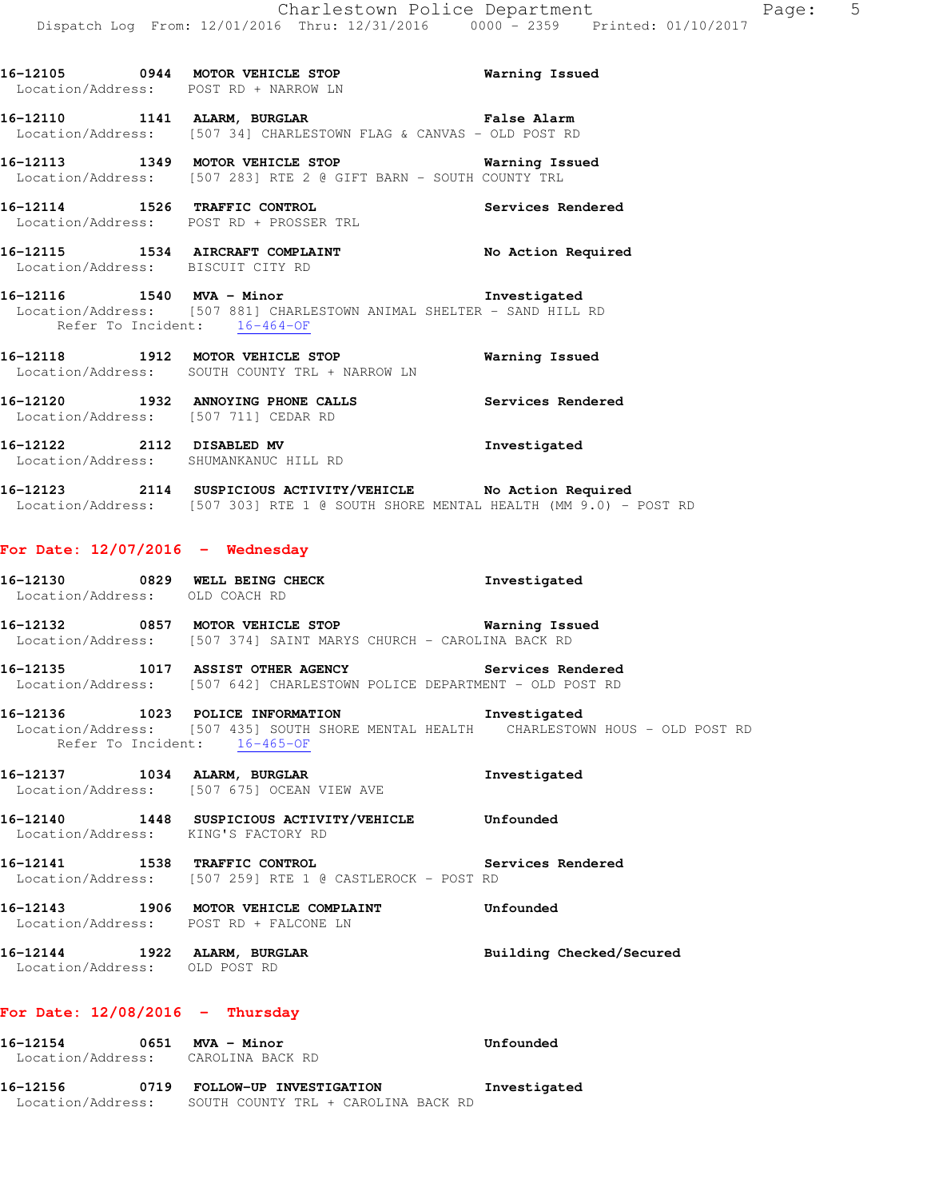16-12105 0944 **MOTOR VEHICLE STOP** Warning Issued
Location/Address: POST RD + NARROW LN

16-12110 1141 **ALARM, BURGLAR** False Alarm
Location/Address: [507 34] CHARLESTOWN FLAG & CANVAS - OLD POST RD

16-12113 1349 **MOTOR VEHICLE STOP** Warning Issued
Location/Address: [507 283] RTE 2 @ GIFT BARN - SOUTH COUNTY TRL

16-12114 1526 **TRAFFIC CONTROL** Services Rendered
Location/Address: POST RD + PROSSER TRL

16-12115 1534 **AIRCRAFT COMPLAINT** No Action Required
Location/Address: BISCUIT CITY RD

16-12116 1540 **MVA - Minor** Investigated
Location/Address: [507 881] CHARLESTOWN ANIMAL SHELTER - SAND HILL RD
Refer To Incident: 16-464-OF

16-12118 1912 **MOTOR VEHICLE STOP** Warning Issued
Location/Address: SOUTH COUNTY TRL + NARROW LN

16-12120 1932 **ANNOYING PHONE CALLS** Services Rendered
Location/Address: [507 711] CEDAR RD

16-12122 2112 **DISABLED MV** Investigated
Location/Address: SHUMANKANUC HILL RD

16-12123 2114 **SUSPICIOUS ACTIVITY/VEHICLE** No Action Required
Location/Address: [507 303] RTE 1 @ SOUTH SHORE MENTAL HEALTH (MM 9.0) - POST RD

## For Date: 12/07/2016 - Wednesday

16-12130 0829 **WELL BEING CHECK** Investigated
Location/Address: OLD COACH RD

16-12132 0857 **MOTOR VEHICLE STOP** Warning Issued
Location/Address: [507 374] SAINT MARYS CHURCH - CAROLINA BACK RD

16-12135 1017 **ASSIST OTHER AGENCY** Services Rendered
Location/Address: [507 642] CHARLESTOWN POLICE DEPARTMENT - OLD POST RD

16-12136 1023 **POLICE INFORMATION** Investigated
Location/Address: [507 435] SOUTH SHORE MENTAL HEALTH CHARLESTOWN HOUS - OLD POST RD
Refer To Incident: 16-465-OF

16-12137 1034 **ALARM, BURGLAR** Investigated
Location/Address: [507 675] OCEAN VIEW AVE

16-12140 1448 **SUSPICIOUS ACTIVITY/VEHICLE** Unfounded
Location/Address: KING'S FACTORY RD

16-12141 1538 **TRAFFIC CONTROL** Services Rendered
Location/Address: [507 259] RTE 1 @ CASTLEROCK - POST RD

16-12143 1906 **MOTOR VEHICLE COMPLAINT** Unfounded
Location/Address: POST RD + FALCONE LN

16-12144 1922 **ALARM, BURGLAR** Building Checked/Secured
Location/Address: OLD POST RD

## For Date: 12/08/2016 - Thursday

16-12154 0651 **MVA - Minor** Unfounded
Location/Address: CAROLINA BACK RD

16-12156 0719 **FOLLOW-UP INVESTIGATION** Investigated
Location/Address: SOUTH COUNTY TRL + CAROLINA BACK RD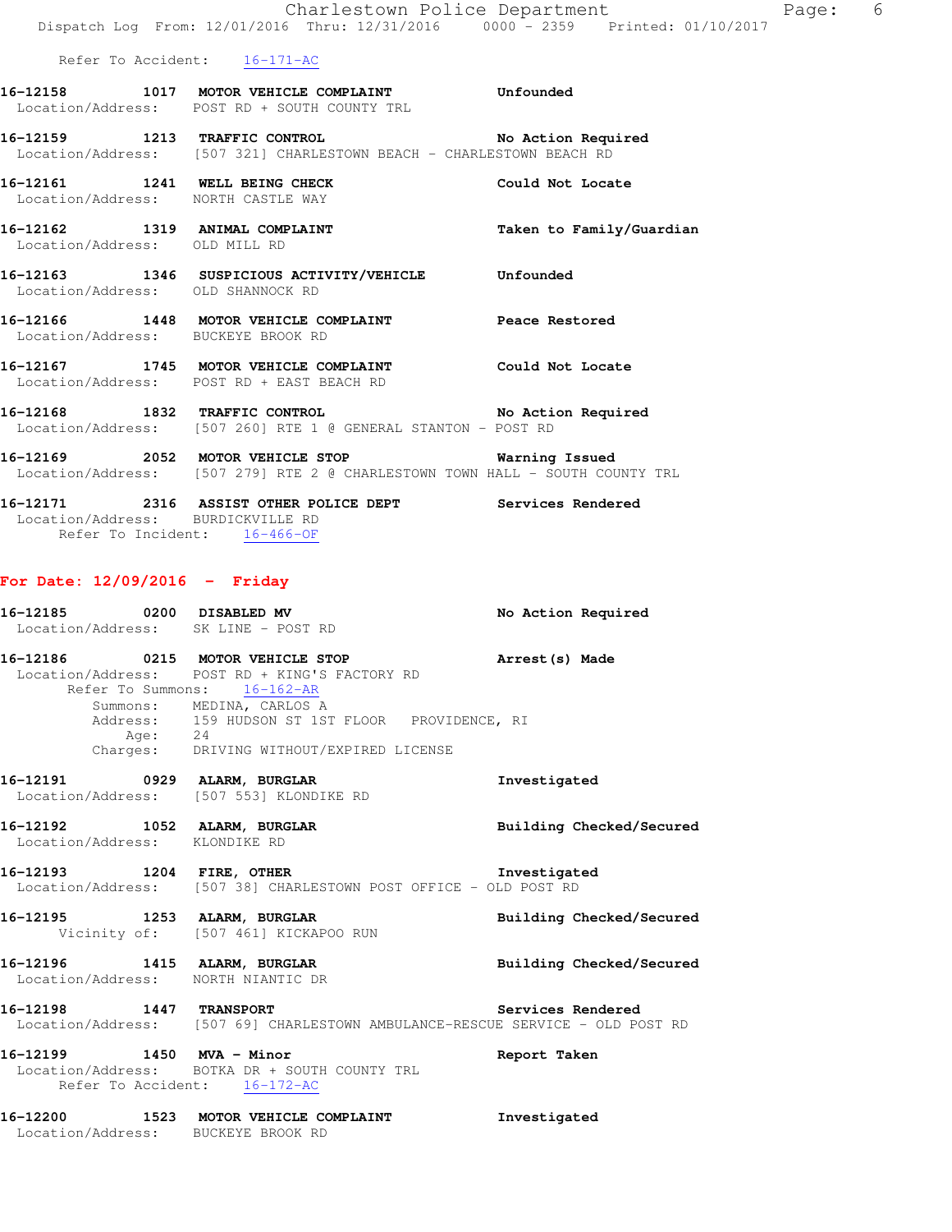Refer To Accident: 16-171-AC

**16-12158 1017 MOTOR VEHICLE COMPLAINT** Unfounded
Location/Address: POST RD + SOUTH COUNTY TRL

**16-12159 1213 TRAFFIC CONTROL** No Action Required
Location/Address: [507 321] CHARLESTOWN BEACH - CHARLESTOWN BEACH RD

**16-12161 1241 WELL BEING CHECK** Could Not Locate
Location/Address: NORTH CASTLE WAY

**16-12162 1319 ANIMAL COMPLAINT** Taken to Family/Guardian
Location/Address: OLD MILL RD

**16-12163 1346 SUSPICIOUS ACTIVITY/VEHICLE** Unfounded
Location/Address: OLD SHANNOCK RD

**16-12166 1448 MOTOR VEHICLE COMPLAINT** Peace Restored
Location/Address: BUCKEYE BROOK RD

**16-12167 1745 MOTOR VEHICLE COMPLAINT** Could Not Locate
Location/Address: POST RD + EAST BEACH RD

**16-12168 1832 TRAFFIC CONTROL** No Action Required
Location/Address: [507 260] RTE 1 @ GENERAL STANTON - POST RD

**16-12169 2052 MOTOR VEHICLE STOP** Warning Issued
Location/Address: [507 279] RTE 2 @ CHARLESTOWN TOWN HALL - SOUTH COUNTY TRL

**16-12171 2316 ASSIST OTHER POLICE DEPT** Services Rendered
Location/Address: BURDICKVILLE RD
Refer To Incident: 16-466-OF

## For Date: 12/09/2016 - Friday

**16-12185 0200 DISABLED MV** No Action Required
Location/Address: SK LINE - POST RD

**16-12186 0215 MOTOR VEHICLE STOP** Arrest(s) Made
Location/Address: POST RD + KING'S FACTORY RD
Refer To Summons: 16-162-AR
Summons: MEDINA, CARLOS A
Address: 159 HUDSON ST 1ST FLOOR PROVIDENCE, RI
Age: 24
Charges: DRIVING WITHOUT/EXPIRED LICENSE

**16-12191 0929 ALARM, BURGLAR** Investigated
Location/Address: [507 553] KLONDIKE RD

**16-12192 1052 ALARM, BURGLAR** Building Checked/Secured
Location/Address: KLONDIKE RD

**16-12193 1204 FIRE, OTHER** Investigated
Location/Address: [507 38] CHARLESTOWN POST OFFICE - OLD POST RD

**16-12195 1253 ALARM, BURGLAR** Building Checked/Secured
Vicinity of: [507 461] KICKAPOO RUN

**16-12196 1415 ALARM, BURGLAR** Building Checked/Secured
Location/Address: NORTH NIANTIC DR

**16-12198 1447 TRANSPORT** Services Rendered
Location/Address: [507 69] CHARLESTOWN AMBULANCE-RESCUE SERVICE - OLD POST RD

**16-12199 1450 MVA - Minor** Report Taken
Location/Address: BOTKA DR + SOUTH COUNTY TRL
Refer To Accident: 16-172-AC

**16-12200 1523 MOTOR VEHICLE COMPLAINT** Investigated
Location/Address: BUCKEYE BROOK RD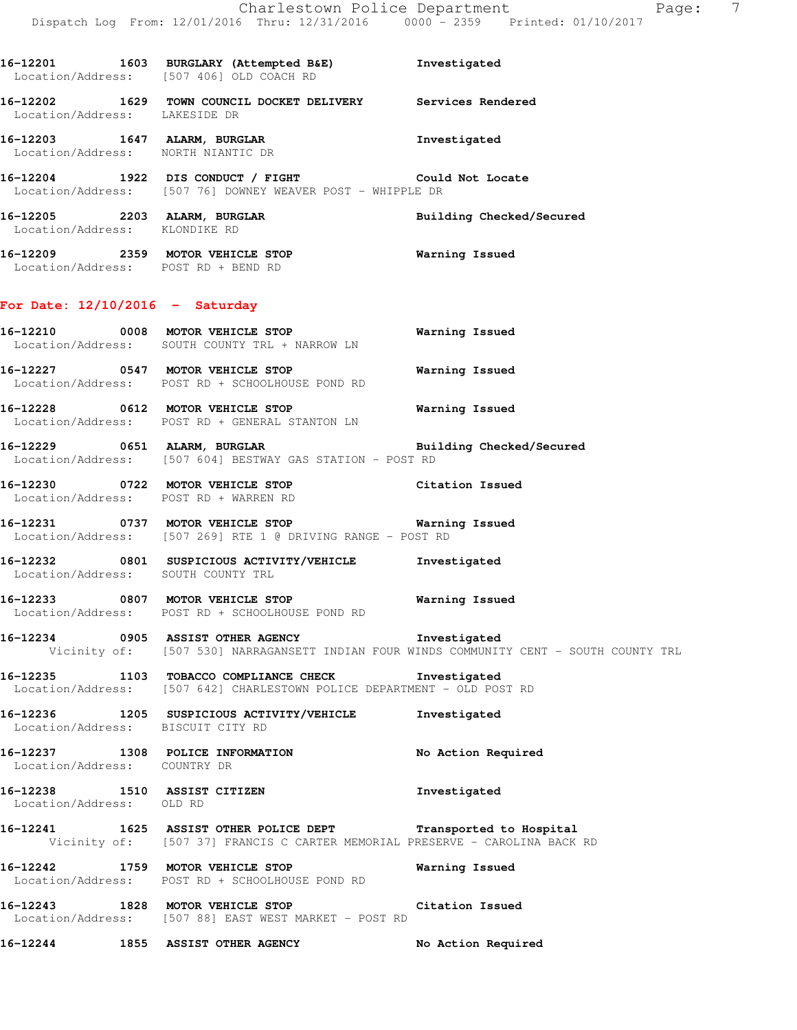16-12201 1603 **BURGLARY (Attempted B&E)** Investigated
Location/Address: [507 406] OLD COACH RD

16-12202 1629 **TOWN COUNCIL DOCKET DELIVERY** Services Rendered
Location/Address: LAKESIDE DR

16-12203 1647 **ALARM, BURGLAR** Investigated
Location/Address: NORTH NIANTIC DR

16-12204 1922 **DIS CONDUCT / FIGHT** Could Not Locate
Location/Address: [507 76] DOWNEY WEAVER POST - WHIPPLE DR

16-12205 2203 **ALARM, BURGLAR** Building Checked/Secured
Location/Address: KLONDIKE RD

16-12209 2359 **MOTOR VEHICLE STOP** Warning Issued
Location/Address: POST RD + BEND RD

## For Date: 12/10/2016 - Saturday

16-12210 0008 **MOTOR VEHICLE STOP** Warning Issued
Location/Address: SOUTH COUNTY TRL + NARROW LN

16-12227 0547 **MOTOR VEHICLE STOP** Warning Issued
Location/Address: POST RD + SCHOOLHOUSE POND RD

16-12228 0612 **MOTOR VEHICLE STOP** Warning Issued
Location/Address: POST RD + GENERAL STANTON LN

16-12229 0651 **ALARM, BURGLAR** Building Checked/Secured
Location/Address: [507 604] BESTWAY GAS STATION - POST RD

16-12230 0722 **MOTOR VEHICLE STOP** Citation Issued
Location/Address: POST RD + WARREN RD

16-12231 0737 **MOTOR VEHICLE STOP** Warning Issued
Location/Address: [507 269] RTE 1 @ DRIVING RANGE - POST RD

16-12232 0801 **SUSPICIOUS ACTIVITY/VEHICLE** Investigated
Location/Address: SOUTH COUNTY TRL

16-12233 0807 **MOTOR VEHICLE STOP** Warning Issued
Location/Address: POST RD + SCHOOLHOUSE POND RD

16-12234 0905 **ASSIST OTHER AGENCY** Investigated
Vicinity of: [507 530] NARRAGANSETT INDIAN FOUR WINDS COMMUNITY CENT - SOUTH COUNTY TRL

16-12235 1103 **TOBACCO COMPLIANCE CHECK** Investigated
Location/Address: [507 642] CHARLESTOWN POLICE DEPARTMENT - OLD POST RD

16-12236 1205 **SUSPICIOUS ACTIVITY/VEHICLE** Investigated
Location/Address: BISCUIT CITY RD

16-12237 1308 **POLICE INFORMATION** No Action Required
Location/Address: COUNTRY DR

16-12238 1510 **ASSIST CITIZEN** Investigated
Location/Address: OLD RD

16-12241 1625 **ASSIST OTHER POLICE DEPT** Transported to Hospital
Vicinity of: [507 37] FRANCIS C CARTER MEMORIAL PRESERVE - CAROLINA BACK RD

16-12242 1759 **MOTOR VEHICLE STOP** Warning Issued
Location/Address: POST RD + SCHOOLHOUSE POND RD

16-12243 1828 **MOTOR VEHICLE STOP** Citation Issued
Location/Address: [507 88] EAST WEST MARKET - POST RD

16-12244 1855 **ASSIST OTHER AGENCY** No Action Required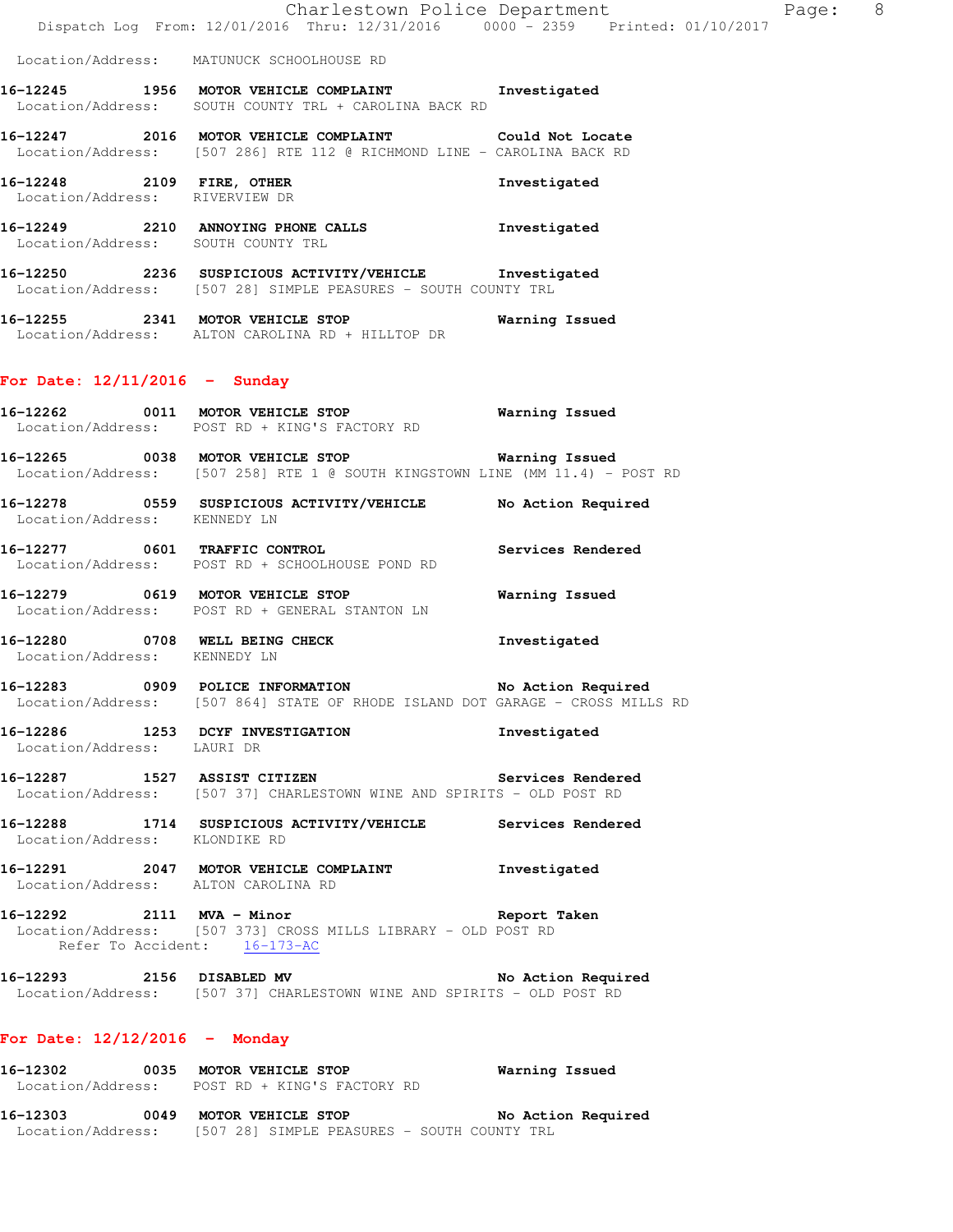Location/Address: MATUNUCK SCHOOLHOUSE RD

**16-12245 1956 MOTOR VEHICLE COMPLAINT** Investigated
Location/Address: SOUTH COUNTY TRL + CAROLINA BACK RD

**16-12247 2016 MOTOR VEHICLE COMPLAINT** Could Not Locate
Location/Address: [507 286] RTE 112 @ RICHMOND LINE - CAROLINA BACK RD

**16-12248 2109 FIRE, OTHER** Investigated
Location/Address: RIVERVIEW DR

**16-12249 2210 ANNOYING PHONE CALLS** Investigated
Location/Address: SOUTH COUNTY TRL

**16-12250 2236 SUSPICIOUS ACTIVITY/VEHICLE** Investigated
Location/Address: [507 28] SIMPLE PEASURES - SOUTH COUNTY TRL

**16-12255 2341 MOTOR VEHICLE STOP** Warning Issued
Location/Address: ALTON CAROLINA RD + HILLTOP DR

## For Date: 12/11/2016 - Sunday

**16-12262 0011 MOTOR VEHICLE STOP** Warning Issued
Location/Address: POST RD + KING'S FACTORY RD

**16-12265 0038 MOTOR VEHICLE STOP** Warning Issued
Location/Address: [507 258] RTE 1 @ SOUTH KINGSTOWN LINE (MM 11.4) - POST RD

**16-12278 0559 SUSPICIOUS ACTIVITY/VEHICLE** No Action Required
Location/Address: KENNEDY LN

**16-12277 0601 TRAFFIC CONTROL** Services Rendered
Location/Address: POST RD + SCHOOLHOUSE POND RD

**16-12279 0619 MOTOR VEHICLE STOP** Warning Issued
Location/Address: POST RD + GENERAL STANTON LN

**16-12280 0708 WELL BEING CHECK** Investigated
Location/Address: KENNEDY LN

**16-12283 0909 POLICE INFORMATION** No Action Required
Location/Address: [507 864] STATE OF RHODE ISLAND DOT GARAGE - CROSS MILLS RD

**16-12286 1253 DCYF INVESTIGATION** Investigated
Location/Address: LAURI DR

**16-12287 1527 ASSIST CITIZEN** Services Rendered
Location/Address: [507 37] CHARLESTOWN WINE AND SPIRITS - OLD POST RD

**16-12288 1714 SUSPICIOUS ACTIVITY/VEHICLE** Services Rendered
Location/Address: KLONDIKE RD

**16-12291 2047 MOTOR VEHICLE COMPLAINT** Investigated
Location/Address: ALTON CAROLINA RD

**16-12292 2111 MVA - Minor** Report Taken
Location/Address: [507 373] CROSS MILLS LIBRARY - OLD POST RD
Refer To Accident: 16-173-AC

**16-12293 2156 DISABLED MV** No Action Required
Location/Address: [507 37] CHARLESTOWN WINE AND SPIRITS - OLD POST RD

## For Date: 12/12/2016 - Monday

**16-12302 0035 MOTOR VEHICLE STOP** Warning Issued
Location/Address: POST RD + KING'S FACTORY RD

**16-12303 0049 MOTOR VEHICLE STOP** No Action Required
Location/Address: [507 28] SIMPLE PEASURES - SOUTH COUNTY TRL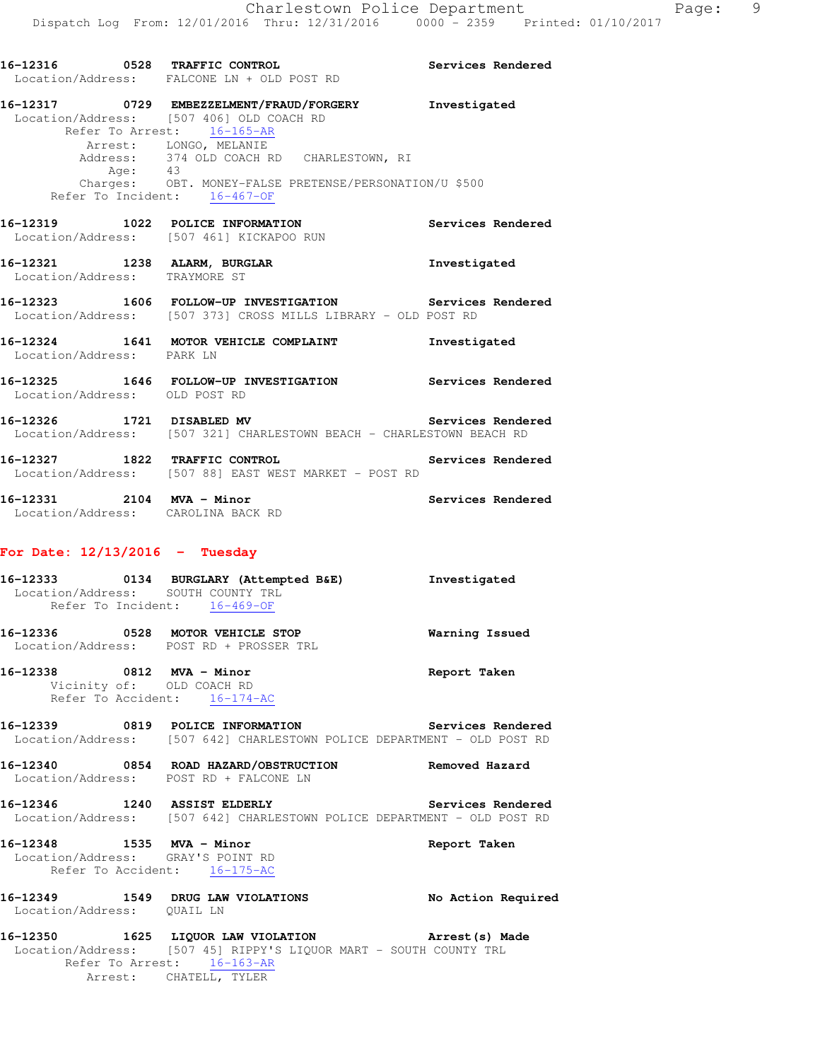**16-12316 0528 TRAFFIC CONTROL Services Rendered**
Location/Address: FALCONE LN + OLD POST RD

**16-12317 0729 EMBEZZELMENT/FRAUD/FORGERY Investigated**
Location/Address: [507 406] OLD COACH RD
Refer To Arrest: 16-165-AR
Arrest: LONGO, MELANIE
Address: 374 OLD COACH RD CHARLESTOWN, RI
Age: 43
Charges: OBT. MONEY-FALSE PRETENSE/PERSONATION/U $500
Refer To Incident: 16-467-OF

**16-12319 1022 POLICE INFORMATION Services Rendered**
Location/Address: [507 461] KICKAPOO RUN

**16-12321 1238 ALARM, BURGLAR Investigated**
Location/Address: TRAYMORE ST

**16-12323 1606 FOLLOW-UP INVESTIGATION Services Rendered**
Location/Address: [507 373] CROSS MILLS LIBRARY - OLD POST RD

**16-12324 1641 MOTOR VEHICLE COMPLAINT Investigated**
Location/Address: PARK LN

**16-12325 1646 FOLLOW-UP INVESTIGATION Services Rendered**
Location/Address: OLD POST RD

**16-12326 1721 DISABLED MV Services Rendered**
Location/Address: [507 321] CHARLESTOWN BEACH - CHARLESTOWN BEACH RD

**16-12327 1822 TRAFFIC CONTROL Services Rendered**
Location/Address: [507 88] EAST WEST MARKET - POST RD

**16-12331 2104 MVA - Minor Services Rendered**
Location/Address: CAROLINA BACK RD

## For Date: 12/13/2016 - Tuesday

**16-12333 0134 BURGLARY (Attempted B&E) Investigated**
Location/Address: SOUTH COUNTY TRL
Refer To Incident: 16-469-OF

**16-12336 0528 MOTOR VEHICLE STOP Warning Issued**
Location/Address: POST RD + PROSSER TRL

**16-12338 0812 MVA - Minor Report Taken**
Vicinity of: OLD COACH RD
Refer To Accident: 16-174-AC

**16-12339 0819 POLICE INFORMATION Services Rendered**
Location/Address: [507 642] CHARLESTOWN POLICE DEPARTMENT - OLD POST RD

**16-12340 0854 ROAD HAZARD/OBSTRUCTION Removed Hazard**
Location/Address: POST RD + FALCONE LN

**16-12346 1240 ASSIST ELDERLY Services Rendered**
Location/Address: [507 642] CHARLESTOWN POLICE DEPARTMENT - OLD POST RD

**16-12348 1535 MVA - Minor Report Taken**
Location/Address: GRAY'S POINT RD
Refer To Accident: 16-175-AC

**16-12349 1549 DRUG LAW VIOLATIONS No Action Required**
Location/Address: QUAIL LN

**16-12350 1625 LIQUOR LAW VIOLATION Arrest(s) Made**
Location/Address: [507 45] RIPPY'S LIQUOR MART - SOUTH COUNTY TRL
Refer To Arrest: 16-163-AR
Arrest: CHATELL, TYLER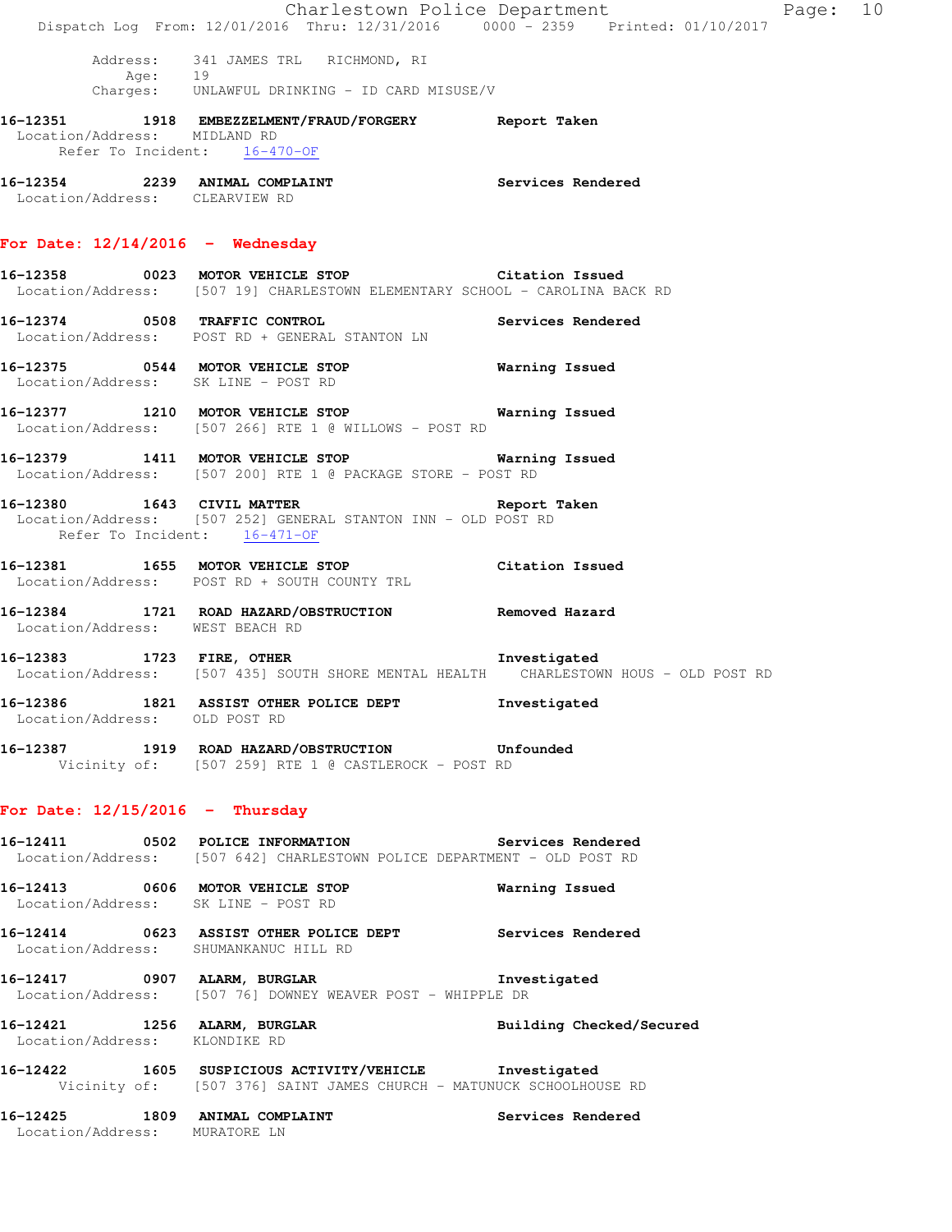Address: 341 JAMES TRL RICHMOND, RI
Age: 19
Charges: UNLAWFUL DRINKING - ID CARD MISUSE/V

**16-12351 1918 EMBEZZELMENT/FRAUD/FORGERY Report Taken**
Location/Address: MIDLAND RD
Refer To Incident: 16-470-OF

**16-12354 2239 ANIMAL COMPLAINT Services Rendered**
Location/Address: CLEARVIEW RD

## For Date: 12/14/2016 - Wednesday

**16-12358 0023 MOTOR VEHICLE STOP Citation Issued**
Location/Address: [507 19] CHARLESTOWN ELEMENTARY SCHOOL - CAROLINA BACK RD

**16-12374 0508 TRAFFIC CONTROL Services Rendered**
Location/Address: POST RD + GENERAL STANTON LN

**16-12375 0544 MOTOR VEHICLE STOP Warning Issued**
Location/Address: SK LINE - POST RD

**16-12377 1210 MOTOR VEHICLE STOP Warning Issued**
Location/Address: [507 266] RTE 1 @ WILLOWS - POST RD

**16-12379 1411 MOTOR VEHICLE STOP Warning Issued**
Location/Address: [507 200] RTE 1 @ PACKAGE STORE - POST RD

**16-12380 1643 CIVIL MATTER Report Taken**
Location/Address: [507 252] GENERAL STANTON INN - OLD POST RD
Refer To Incident: 16-471-OF

**16-12381 1655 MOTOR VEHICLE STOP Citation Issued**
Location/Address: POST RD + SOUTH COUNTY TRL

**16-12384 1721 ROAD HAZARD/OBSTRUCTION Removed Hazard**
Location/Address: WEST BEACH RD

**16-12383 1723 FIRE, OTHER Investigated**
Location/Address: [507 435] SOUTH SHORE MENTAL HEALTH CHARLESTOWN HOUS - OLD POST RD

**16-12386 1821 ASSIST OTHER POLICE DEPT Investigated**
Location/Address: OLD POST RD

**16-12387 1919 ROAD HAZARD/OBSTRUCTION Unfounded**
Vicinity of: [507 259] RTE 1 @ CASTLEROCK - POST RD

## For Date: 12/15/2016 - Thursday

**16-12411 0502 POLICE INFORMATION Services Rendered**
Location/Address: [507 642] CHARLESTOWN POLICE DEPARTMENT - OLD POST RD

**16-12413 0606 MOTOR VEHICLE STOP Warning Issued**
Location/Address: SK LINE - POST RD

**16-12414 0623 ASSIST OTHER POLICE DEPT Services Rendered**
Location/Address: SHUMANKANUC HILL RD

**16-12417 0907 ALARM, BURGLAR Investigated**
Location/Address: [507 76] DOWNEY WEAVER POST - WHIPPLE DR

**16-12421 1256 ALARM, BURGLAR Building Checked/Secured**
Location/Address: KLONDIKE RD

**16-12422 1605 SUSPICIOUS ACTIVITY/VEHICLE Investigated**
Vicinity of: [507 376] SAINT JAMES CHURCH - MATUNUCK SCHOOLHOUSE RD

**16-12425 1809 ANIMAL COMPLAINT Services Rendered**
Location/Address: MURATORE LN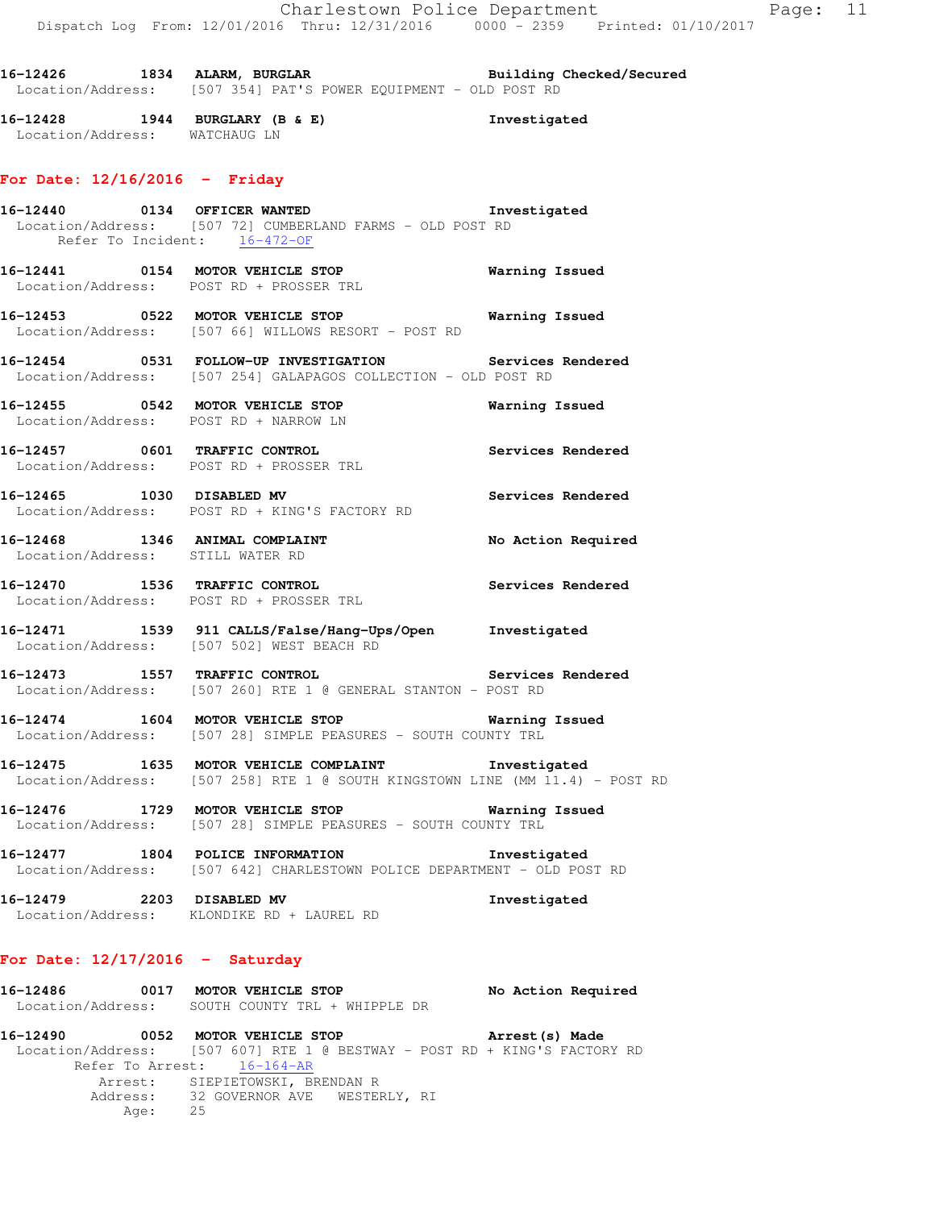16-12426 1834 **ALARM, BURGLAR** **Building Checked/Secured**
Location/Address: [507 354] PAT'S POWER EQUIPMENT - OLD POST RD

16-12428 1944 **BURGLARY (B & E)** **Investigated**
Location/Address: WATCHAUG LN

## For Date: 12/16/2016 - Friday

16-12440 0134 **OFFICER WANTED** **Investigated**
Location/Address: [507 72] CUMBERLAND FARMS - OLD POST RD
Refer To Incident: 16-472-OF

16-12441 0154 **MOTOR VEHICLE STOP** **Warning Issued**
Location/Address: POST RD + PROSSER TRL

16-12453 0522 **MOTOR VEHICLE STOP** **Warning Issued**
Location/Address: [507 66] WILLOWS RESORT - POST RD

16-12454 0531 **FOLLOW-UP INVESTIGATION** **Services Rendered**
Location/Address: [507 254] GALAPAGOS COLLECTION - OLD POST RD

16-12455 0542 **MOTOR VEHICLE STOP** **Warning Issued**
Location/Address: POST RD + NARROW LN

16-12457 0601 **TRAFFIC CONTROL** **Services Rendered**
Location/Address: POST RD + PROSSER TRL

16-12465 1030 **DISABLED MV** **Services Rendered**
Location/Address: POST RD + KING'S FACTORY RD

16-12468 1346 **ANIMAL COMPLAINT** **No Action Required**
Location/Address: STILL WATER RD

16-12470 1536 **TRAFFIC CONTROL** **Services Rendered**
Location/Address: POST RD + PROSSER TRL

16-12471 1539 **911 CALLS/False/Hang-Ups/Open** **Investigated**
Location/Address: [507 502] WEST BEACH RD

16-12473 1557 **TRAFFIC CONTROL** **Services Rendered**
Location/Address: [507 260] RTE 1 @ GENERAL STANTON - POST RD

16-12474 1604 **MOTOR VEHICLE STOP** **Warning Issued**
Location/Address: [507 28] SIMPLE PEASURES - SOUTH COUNTY TRL

16-12475 1635 **MOTOR VEHICLE COMPLAINT** **Investigated**
Location/Address: [507 258] RTE 1 @ SOUTH KINGSTOWN LINE (MM 11.4) - POST RD

16-12476 1729 **MOTOR VEHICLE STOP** **Warning Issued**
Location/Address: [507 28] SIMPLE PEASURES - SOUTH COUNTY TRL

16-12477 1804 **POLICE INFORMATION** **Investigated**
Location/Address: [507 642] CHARLESTOWN POLICE DEPARTMENT - OLD POST RD

16-12479 2203 **DISABLED MV** **Investigated**
Location/Address: KLONDIKE RD + LAUREL RD

## For Date: 12/17/2016 - Saturday

16-12486 0017 **MOTOR VEHICLE STOP** **No Action Required**
Location/Address: SOUTH COUNTY TRL + WHIPPLE DR

16-12490 0052 **MOTOR VEHICLE STOP** **Arrest(s) Made**
Location/Address: [507 607] RTE 1 @ BESTWAY - POST RD + KING'S FACTORY RD
Refer To Arrest: 16-164-AR
Arrest: SIEPIETOWSKI, BRENDAN R
Address: 32 GOVERNOR AVE WESTERLY, RI
Age: 25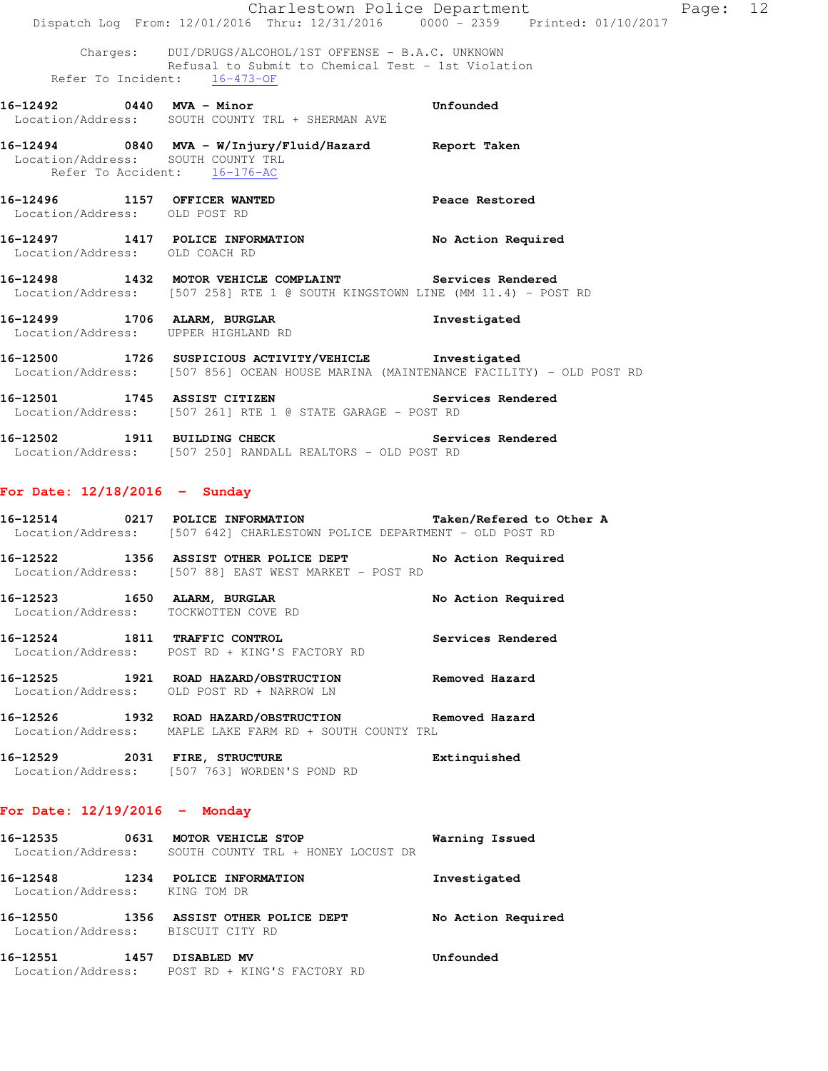Charges: DUI/DRUGS/ALCOHOL/1ST OFFENSE - B.A.C. UNKNOWN
Refusal to Submit to Chemical Test - 1st Violation
Refer To Incident: 16-473-OF

**16-12492 0440 MVA - Minor** Unfounded
Location/Address: SOUTH COUNTY TRL + SHERMAN AVE

**16-12494 0840 MVA - W/Injury/Fluid/Hazard** Report Taken
Location/Address: SOUTH COUNTY TRL
Refer To Accident: 16-176-AC

**16-12496 1157 OFFICER WANTED** Peace Restored
Location/Address: OLD POST RD

**16-12497 1417 POLICE INFORMATION** No Action Required
Location/Address: OLD COACH RD

**16-12498 1432 MOTOR VEHICLE COMPLAINT** Services Rendered
Location/Address: [507 258] RTE 1 @ SOUTH KINGSTOWN LINE (MM 11.4) - POST RD

**16-12499 1706 ALARM, BURGLAR** Investigated
Location/Address: UPPER HIGHLAND RD

**16-12500 1726 SUSPICIOUS ACTIVITY/VEHICLE** Investigated
Location/Address: [507 856] OCEAN HOUSE MARINA (MAINTENANCE FACILITY) - OLD POST RD

**16-12501 1745 ASSIST CITIZEN** Services Rendered
Location/Address: [507 261] RTE 1 @ STATE GARAGE - POST RD

**16-12502 1911 BUILDING CHECK** Services Rendered
Location/Address: [507 250] RANDALL REALTORS - OLD POST RD

## For Date: 12/18/2016 - Sunday

**16-12514 0217 POLICE INFORMATION** Taken/Refered to Other A
Location/Address: [507 642] CHARLESTOWN POLICE DEPARTMENT - OLD POST RD

**16-12522 1356 ASSIST OTHER POLICE DEPT** No Action Required
Location/Address: [507 88] EAST WEST MARKET - POST RD

**16-12523 1650 ALARM, BURGLAR** No Action Required
Location/Address: TOCKWOTTEN COVE RD

**16-12524 1811 TRAFFIC CONTROL** Services Rendered
Location/Address: POST RD + KING'S FACTORY RD

**16-12525 1921 ROAD HAZARD/OBSTRUCTION** Removed Hazard
Location/Address: OLD POST RD + NARROW LN

**16-12526 1932 ROAD HAZARD/OBSTRUCTION** Removed Hazard
Location/Address: MAPLE LAKE FARM RD + SOUTH COUNTY TRL

**16-12529 2031 FIRE, STRUCTURE** Extinquished
Location/Address: [507 763] WORDEN'S POND RD

## For Date: 12/19/2016 - Monday

**16-12535 0631 MOTOR VEHICLE STOP** Warning Issued
Location/Address: SOUTH COUNTY TRL + HONEY LOCUST DR

**16-12548 1234 POLICE INFORMATION** Investigated
Location/Address: KING TOM DR

**16-12550 1356 ASSIST OTHER POLICE DEPT** No Action Required
Location/Address: BISCUIT CITY RD

**16-12551 1457 DISABLED MV** Unfounded
Location/Address: POST RD + KING'S FACTORY RD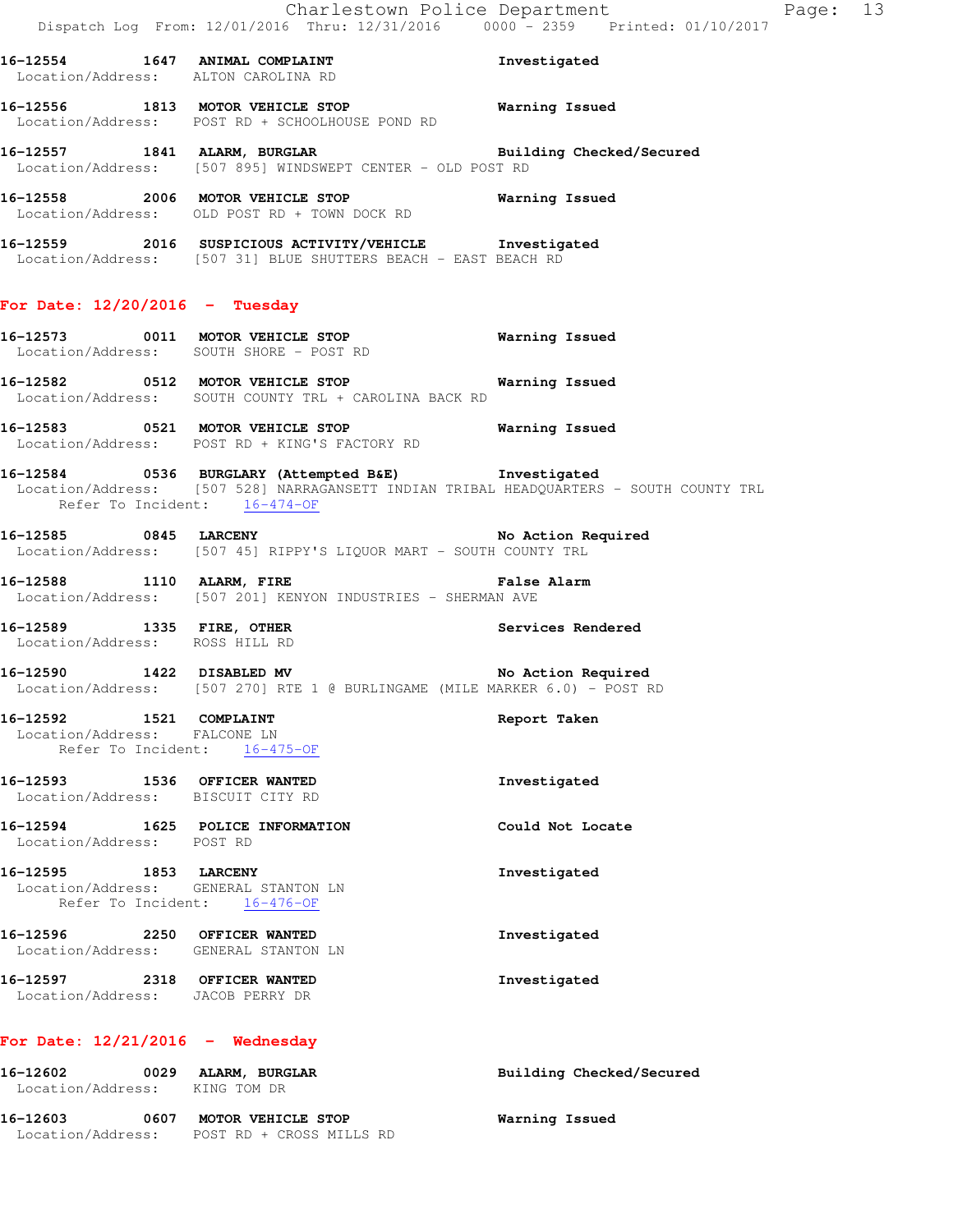**16-12554 1647 ANIMAL COMPLAINT** Investigated
Location/Address: ALTON CAROLINA RD

**16-12556 1813 MOTOR VEHICLE STOP** Warning Issued
Location/Address: POST RD + SCHOOLHOUSE POND RD

**16-12557 1841 ALARM, BURGLAR** Building Checked/Secured
Location/Address: [507 895] WINDSWEPT CENTER - OLD POST RD

**16-12558 2006 MOTOR VEHICLE STOP** Warning Issued
Location/Address: OLD POST RD + TOWN DOCK RD

**16-12559 2016 SUSPICIOUS ACTIVITY/VEHICLE** Investigated
Location/Address: [507 31] BLUE SHUTTERS BEACH - EAST BEACH RD

## For Date: 12/20/2016 - Tuesday

**16-12573 0011 MOTOR VEHICLE STOP** Warning Issued
Location/Address: SOUTH SHORE - POST RD

**16-12582 0512 MOTOR VEHICLE STOP** Warning Issued
Location/Address: SOUTH COUNTY TRL + CAROLINA BACK RD

**16-12583 0521 MOTOR VEHICLE STOP** Warning Issued
Location/Address: POST RD + KING'S FACTORY RD

**16-12584 0536 BURGLARY (Attempted B&E)** Investigated
Location/Address: [507 528] NARRAGANSETT INDIAN TRIBAL HEADQUARTERS - SOUTH COUNTY TRL
Refer To Incident: 16-474-OF

**16-12585 0845 LARCENY** No Action Required
Location/Address: [507 45] RIPPY'S LIQUOR MART - SOUTH COUNTY TRL

**16-12588 1110 ALARM, FIRE** False Alarm
Location/Address: [507 201] KENYON INDUSTRIES - SHERMAN AVE

**16-12589 1335 FIRE, OTHER** Services Rendered
Location/Address: ROSS HILL RD

**16-12590 1422 DISABLED MV** No Action Required
Location/Address: [507 270] RTE 1 @ BURLINGAME (MILE MARKER 6.0) - POST RD

**16-12592 1521 COMPLAINT** Report Taken
Location/Address: FALCONE LN
Refer To Incident: 16-475-OF

**16-12593 1536 OFFICER WANTED** Investigated
Location/Address: BISCUIT CITY RD

**16-12594 1625 POLICE INFORMATION** Could Not Locate
Location/Address: POST RD

**16-12595 1853 LARCENY** Investigated
Location/Address: GENERAL STANTON LN
Refer To Incident: 16-476-OF

**16-12596 2250 OFFICER WANTED** Investigated
Location/Address: GENERAL STANTON LN

**16-12597 2318 OFFICER WANTED** Investigated
Location/Address: JACOB PERRY DR

## For Date: 12/21/2016 - Wednesday

**16-12602 0029 ALARM, BURGLAR** Building Checked/Secured
Location/Address: KING TOM DR

**16-12603 0607 MOTOR VEHICLE STOP** Warning Issued
Location/Address: POST RD + CROSS MILLS RD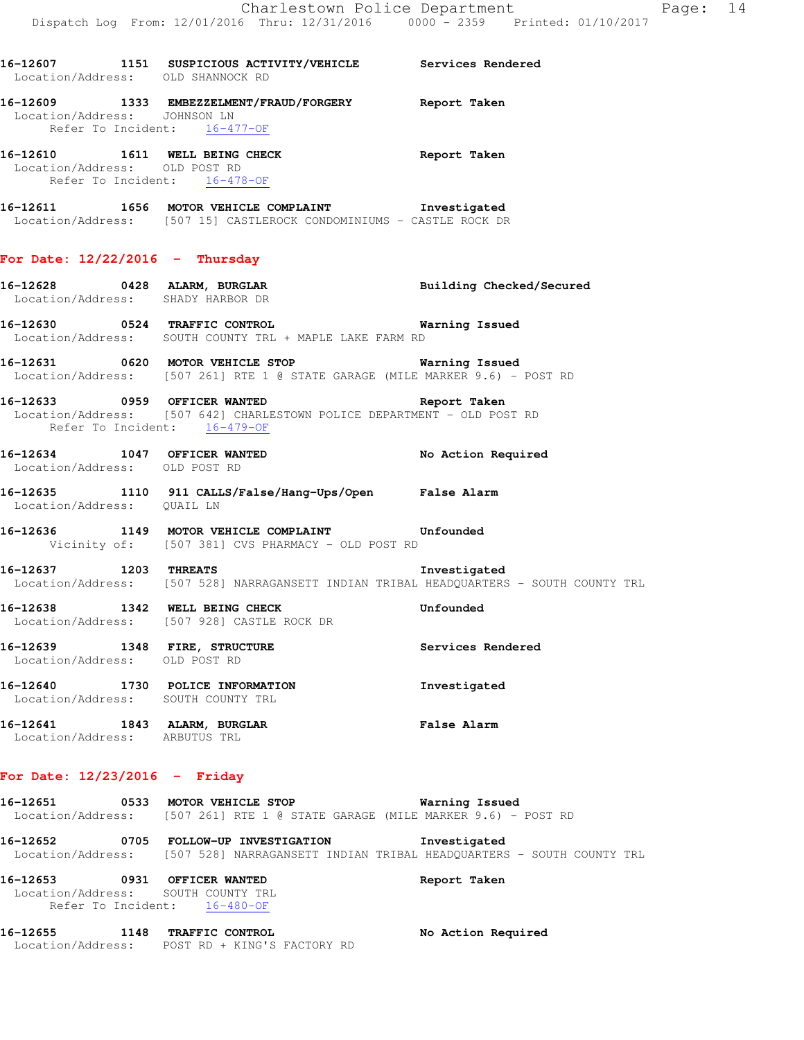**16-12607 1151 SUSPICIOUS ACTIVITY/VEHICLE Services Rendered**
Location/Address: OLD SHANNOCK RD

**16-12609 1333 EMBEZZELMENT/FRAUD/FORGERY Report Taken**
Location/Address: JOHNSON LN
Refer To Incident: 16-477-OF

**16-12610 1611 WELL BEING CHECK Report Taken**
Location/Address: OLD POST RD
Refer To Incident: 16-478-OF

**16-12611 1656 MOTOR VEHICLE COMPLAINT Investigated**
Location/Address: [507 15] CASTLEROCK CONDOMINIUMS - CASTLE ROCK DR

## For Date: 12/22/2016 - Thursday

**16-12628 0428 ALARM, BURGLAR Building Checked/Secured**
Location/Address: SHADY HARBOR DR

**16-12630 0524 TRAFFIC CONTROL Warning Issued**
Location/Address: SOUTH COUNTY TRL + MAPLE LAKE FARM RD

**16-12631 0620 MOTOR VEHICLE STOP Warning Issued**
Location/Address: [507 261] RTE 1 @ STATE GARAGE (MILE MARKER 9.6) - POST RD

**16-12633 0959 OFFICER WANTED Report Taken**
Location/Address: [507 642] CHARLESTOWN POLICE DEPARTMENT - OLD POST RD
Refer To Incident: 16-479-OF

**16-12634 1047 OFFICER WANTED No Action Required**
Location/Address: OLD POST RD

**16-12635 1110 911 CALLS/False/Hang-Ups/Open False Alarm**
Location/Address: QUAIL LN

**16-12636 1149 MOTOR VEHICLE COMPLAINT Unfounded**
Vicinity of: [507 381] CVS PHARMACY - OLD POST RD

**16-12637 1203 THREATS Investigated**
Location/Address: [507 528] NARRAGANSETT INDIAN TRIBAL HEADQUARTERS - SOUTH COUNTY TRL

**16-12638 1342 WELL BEING CHECK Unfounded**
Location/Address: [507 928] CASTLE ROCK DR

**16-12639 1348 FIRE, STRUCTURE Services Rendered**
Location/Address: OLD POST RD

**16-12640 1730 POLICE INFORMATION Investigated**
Location/Address: SOUTH COUNTY TRL

**16-12641 1843 ALARM, BURGLAR False Alarm**
Location/Address: ARBUTUS TRL

## For Date: 12/23/2016 - Friday

**16-12651 0533 MOTOR VEHICLE STOP Warning Issued**
Location/Address: [507 261] RTE 1 @ STATE GARAGE (MILE MARKER 9.6) - POST RD

**16-12652 0705 FOLLOW-UP INVESTIGATION Investigated**
Location/Address: [507 528] NARRAGANSETT INDIAN TRIBAL HEADQUARTERS - SOUTH COUNTY TRL

**16-12653 0931 OFFICER WANTED Report Taken**
Location/Address: SOUTH COUNTY TRL
Refer To Incident: 16-480-OF

**16-12655 1148 TRAFFIC CONTROL No Action Required**
Location/Address: POST RD + KING'S FACTORY RD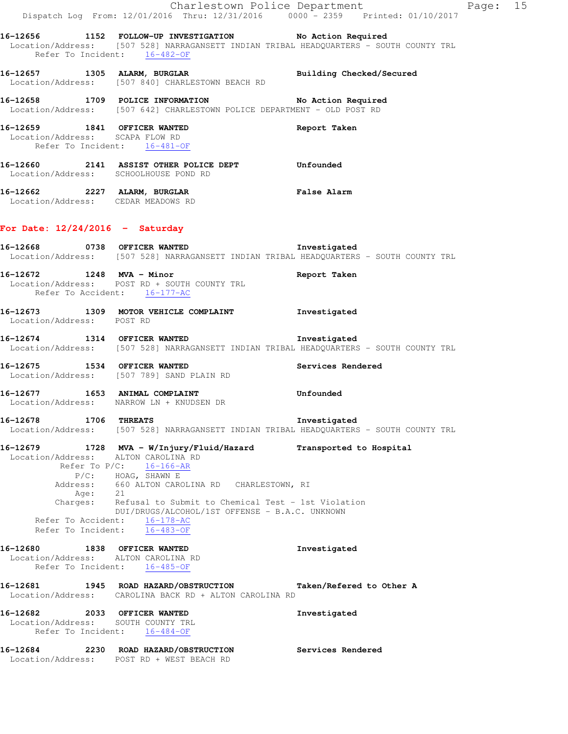16-12656 1152 FOLLOW-UP INVESTIGATION No Action Required
Location/Address: [507 528] NARRAGANSETT INDIAN TRIBAL HEADQUARTERS - SOUTH COUNTY TRL
Refer To Incident: 16-482-OF

16-12657 1305 ALARM, BURGLAR Building Checked/Secured
Location/Address: [507 840] CHARLESTOWN BEACH RD

16-12658 1709 POLICE INFORMATION No Action Required
Location/Address: [507 642] CHARLESTOWN POLICE DEPARTMENT - OLD POST RD

16-12659 1841 OFFICER WANTED Report Taken
Location/Address: SCAPA FLOW RD
Refer To Incident: 16-481-OF

16-12660 2141 ASSIST OTHER POLICE DEPT Unfounded
Location/Address: SCHOOLHOUSE POND RD

16-12662 2227 ALARM, BURGLAR False Alarm
Location/Address: CEDAR MEADOWS RD

## For Date: 12/24/2016 - Saturday

16-12668 0738 OFFICER WANTED Investigated
Location/Address: [507 528] NARRAGANSETT INDIAN TRIBAL HEADQUARTERS - SOUTH COUNTY TRL

16-12672 1248 MVA - Minor Report Taken
Location/Address: POST RD + SOUTH COUNTY TRL
Refer To Accident: 16-177-AC

16-12673 1309 MOTOR VEHICLE COMPLAINT Investigated
Location/Address: POST RD

16-12674 1314 OFFICER WANTED Investigated
Location/Address: [507 528] NARRAGANSETT INDIAN TRIBAL HEADQUARTERS - SOUTH COUNTY TRL

16-12675 1534 OFFICER WANTED Services Rendered
Location/Address: [507 789] SAND PLAIN RD

16-12677 1653 ANIMAL COMPLAINT Unfounded
Location/Address: NARROW LN + KNUDSEN DR

16-12678 1706 THREATS Investigated
Location/Address: [507 528] NARRAGANSETT INDIAN TRIBAL HEADQUARTERS - SOUTH COUNTY TRL

16-12679 1728 MVA - W/Injury/Fluid/Hazard Transported to Hospital
Location/Address: ALTON CAROLINA RD
Refer To P/C: 16-166-AR
P/C: HOAG, SHAWN E
Address: 660 ALTON CAROLINA RD CHARLESTOWN, RI
Age: 21
Charges: Refusal to Submit to Chemical Test - 1st Violation
DUI/DRUGS/ALCOHOL/1ST OFFENSE - B.A.C. UNKNOWN
Refer To Accident: 16-178-AC
Refer To Incident: 16-483-OF

16-12680 1838 OFFICER WANTED Investigated
Location/Address: ALTON CAROLINA RD
Refer To Incident: 16-485-OF

16-12681 1945 ROAD HAZARD/OBSTRUCTION Taken/Refered to Other A
Location/Address: CAROLINA BACK RD + ALTON CAROLINA RD

16-12682 2033 OFFICER WANTED Investigated
Location/Address: SOUTH COUNTY TRL
Refer To Incident: 16-484-OF

16-12684 2230 ROAD HAZARD/OBSTRUCTION Services Rendered
Location/Address: POST RD + WEST BEACH RD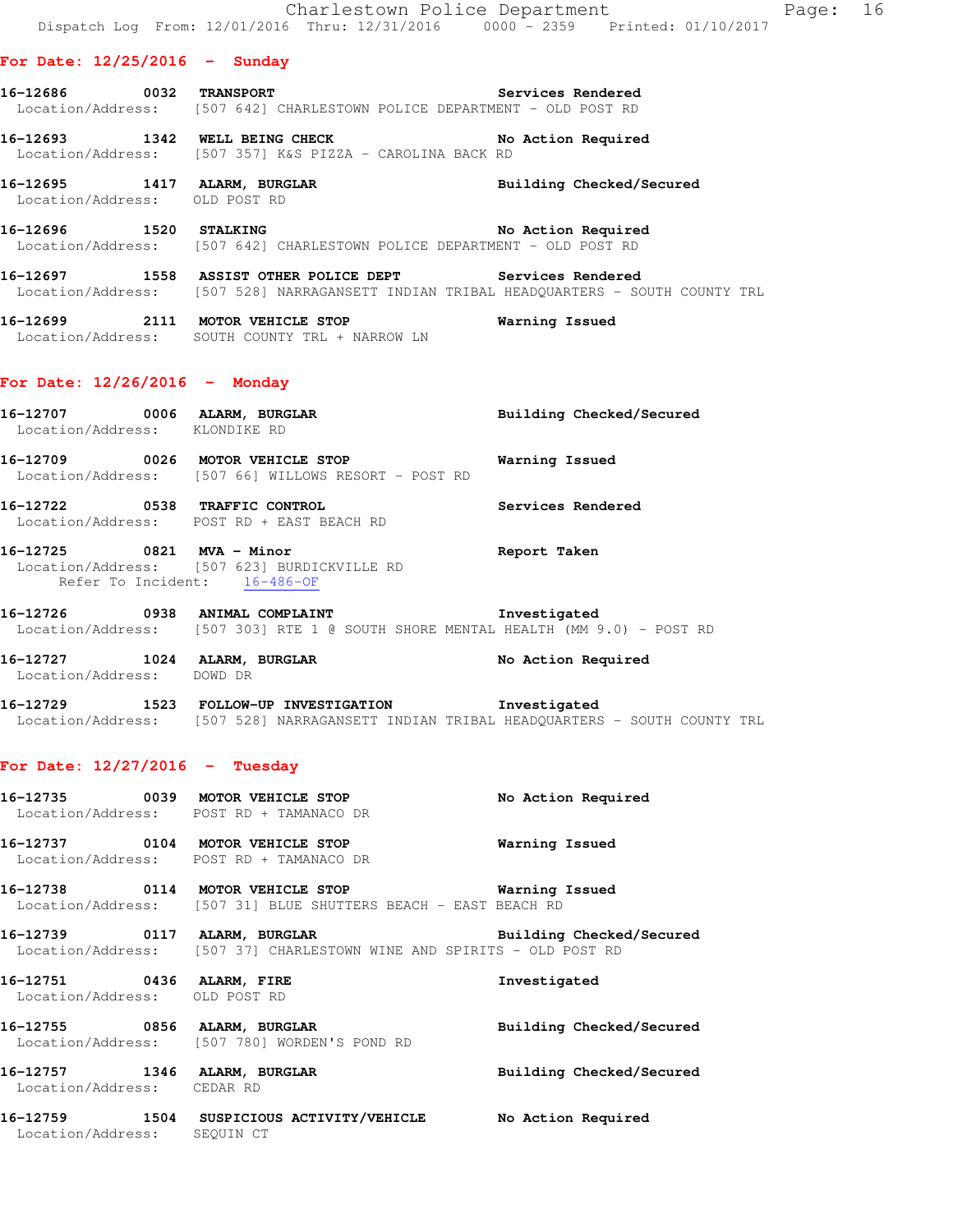## For Date: 12/25/2016 - Sunday

**16-12686** 0032 **TRANSPORT** Services Rendered
Location/Address: [507 642] CHARLESTOWN POLICE DEPARTMENT - OLD POST RD

**16-12693** 1342 **WELL BEING CHECK** No Action Required
Location/Address: [507 357] K&S PIZZA - CAROLINA BACK RD

**16-12695** 1417 **ALARM, BURGLAR** Building Checked/Secured
Location/Address: OLD POST RD

**16-12696** 1520 **STALKING** No Action Required
Location/Address: [507 642] CHARLESTOWN POLICE DEPARTMENT - OLD POST RD

**16-12697** 1558 **ASSIST OTHER POLICE DEPT** Services Rendered
Location/Address: [507 528] NARRAGANSETT INDIAN TRIBAL HEADQUARTERS - SOUTH COUNTY TRL

**16-12699** 2111 **MOTOR VEHICLE STOP** Warning Issued
Location/Address: SOUTH COUNTY TRL + NARROW LN

## For Date: 12/26/2016 - Monday

**16-12707** 0006 **ALARM, BURGLAR** Building Checked/Secured
Location/Address: KLONDIKE RD

**16-12709** 0026 **MOTOR VEHICLE STOP** Warning Issued
Location/Address: [507 66] WILLOWS RESORT - POST RD

**16-12722** 0538 **TRAFFIC CONTROL** Services Rendered
Location/Address: POST RD + EAST BEACH RD

**16-12725** 0821 **MVA - Minor** Report Taken
Location/Address: [507 623] BURDICKVILLE RD
Refer To Incident: 16-486-OF

**16-12726** 0938 **ANIMAL COMPLAINT** Investigated
Location/Address: [507 303] RTE 1 @ SOUTH SHORE MENTAL HEALTH (MM 9.0) - POST RD

**16-12727** 1024 **ALARM, BURGLAR** No Action Required
Location/Address: DOWD DR

**16-12729** 1523 **FOLLOW-UP INVESTIGATION** Investigated
Location/Address: [507 528] NARRAGANSETT INDIAN TRIBAL HEADQUARTERS - SOUTH COUNTY TRL

## For Date: 12/27/2016 - Tuesday

**16-12735** 0039 **MOTOR VEHICLE STOP** No Action Required
Location/Address: POST RD + TAMANACO DR

**16-12737** 0104 **MOTOR VEHICLE STOP** Warning Issued
Location/Address: POST RD + TAMANACO DR

**16-12738** 0114 **MOTOR VEHICLE STOP** Warning Issued
Location/Address: [507 31] BLUE SHUTTERS BEACH - EAST BEACH RD

**16-12739** 0117 **ALARM, BURGLAR** Building Checked/Secured
Location/Address: [507 37] CHARLESTOWN WINE AND SPIRITS - OLD POST RD

**16-12751** 0436 **ALARM, FIRE** Investigated
Location/Address: OLD POST RD

**16-12755** 0856 **ALARM, BURGLAR** Building Checked/Secured
Location/Address: [507 780] WORDEN'S POND RD

**16-12757** 1346 **ALARM, BURGLAR** Building Checked/Secured
Location/Address: CEDAR RD

**16-12759** 1504 **SUSPICIOUS ACTIVITY/VEHICLE** No Action Required
Location/Address: SEQUIN CT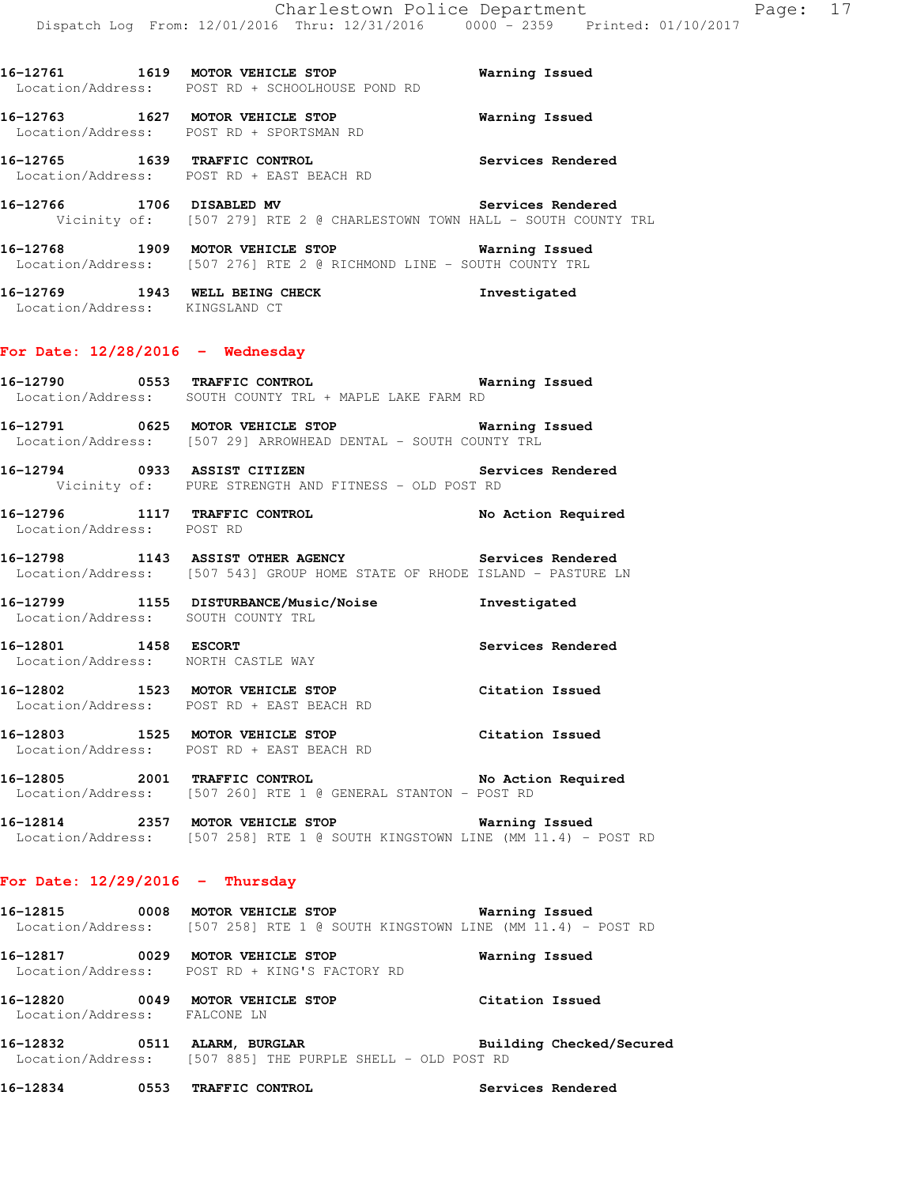16-12761 1619 **MOTOR VEHICLE STOP** Warning Issued
Location/Address: POST RD + SCHOOLHOUSE POND RD

16-12763 1627 **MOTOR VEHICLE STOP** Warning Issued
Location/Address: POST RD + SPORTSMAN RD

16-12765 1639 **TRAFFIC CONTROL** Services Rendered
Location/Address: POST RD + EAST BEACH RD

16-12766 1706 **DISABLED MV** Services Rendered
Vicinity of: [507 279] RTE 2 @ CHARLESTOWN TOWN HALL - SOUTH COUNTY TRL

16-12768 1909 **MOTOR VEHICLE STOP** Warning Issued
Location/Address: [507 276] RTE 2 @ RICHMOND LINE - SOUTH COUNTY TRL

16-12769 1943 **WELL BEING CHECK** Investigated
Location/Address: KINGSLAND CT

## For Date: 12/28/2016 - Wednesday

16-12790 0553 **TRAFFIC CONTROL** Warning Issued
Location/Address: SOUTH COUNTY TRL + MAPLE LAKE FARM RD

16-12791 0625 **MOTOR VEHICLE STOP** Warning Issued
Location/Address: [507 29] ARROWHEAD DENTAL - SOUTH COUNTY TRL

16-12794 0933 **ASSIST CITIZEN** Services Rendered
Vicinity of: PURE STRENGTH AND FITNESS - OLD POST RD

16-12796 1117 **TRAFFIC CONTROL** No Action Required
Location/Address: POST RD

16-12798 1143 **ASSIST OTHER AGENCY** Services Rendered
Location/Address: [507 543] GROUP HOME STATE OF RHODE ISLAND - PASTURE LN

16-12799 1155 **DISTURBANCE/Music/Noise** Investigated
Location/Address: SOUTH COUNTY TRL

16-12801 1458 **ESCORT** Services Rendered
Location/Address: NORTH CASTLE WAY

16-12802 1523 **MOTOR VEHICLE STOP** Citation Issued
Location/Address: POST RD + EAST BEACH RD

16-12803 1525 **MOTOR VEHICLE STOP** Citation Issued
Location/Address: POST RD + EAST BEACH RD

16-12805 2001 **TRAFFIC CONTROL** No Action Required
Location/Address: [507 260] RTE 1 @ GENERAL STANTON - POST RD

16-12814 2357 **MOTOR VEHICLE STOP** Warning Issued
Location/Address: [507 258] RTE 1 @ SOUTH KINGSTOWN LINE (MM 11.4) - POST RD

## For Date: 12/29/2016 - Thursday

16-12815 0008 **MOTOR VEHICLE STOP** Warning Issued
Location/Address: [507 258] RTE 1 @ SOUTH KINGSTOWN LINE (MM 11.4) - POST RD

16-12817 0029 **MOTOR VEHICLE STOP** Warning Issued
Location/Address: POST RD + KING'S FACTORY RD

16-12820 0049 **MOTOR VEHICLE STOP** Citation Issued
Location/Address: FALCONE LN

16-12832 0511 **ALARM, BURGLAR** Building Checked/Secured
Location/Address: [507 885] THE PURPLE SHELL - OLD POST RD

16-12834 0553 **TRAFFIC CONTROL** Services Rendered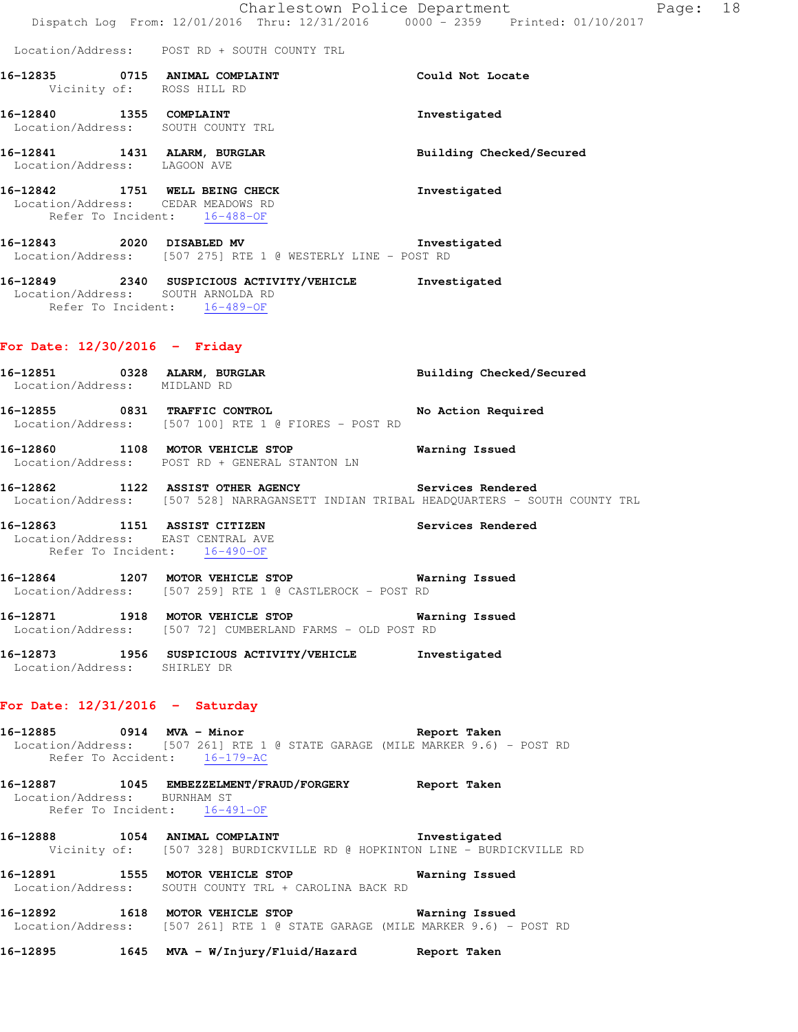Location/Address: POST RD + SOUTH COUNTY TRL

**16-12835 0715 ANIMAL COMPLAINT** **Could Not Locate**
Vicinity of: ROSS HILL RD

**16-12840 1355 COMPLAINT** **Investigated**
Location/Address: SOUTH COUNTY TRL

**16-12841 1431 ALARM, BURGLAR** **Building Checked/Secured**
Location/Address: LAGOON AVE

**16-12842 1751 WELL BEING CHECK** **Investigated**
Location/Address: CEDAR MEADOWS RD
Refer To Incident: 16-488-OF

**16-12843 2020 DISABLED MV** **Investigated**
Location/Address: [507 275] RTE 1 @ WESTERLY LINE - POST RD

**16-12849 2340 SUSPICIOUS ACTIVITY/VEHICLE** **Investigated**
Location/Address: SOUTH ARNOLDA RD
Refer To Incident: 16-489-OF

## For Date: 12/30/2016 - Friday

**16-12851 0328 ALARM, BURGLAR** **Building Checked/Secured**
Location/Address: MIDLAND RD

**16-12855 0831 TRAFFIC CONTROL** **No Action Required**
Location/Address: [507 100] RTE 1 @ FIORES - POST RD

**16-12860 1108 MOTOR VEHICLE STOP** **Warning Issued**
Location/Address: POST RD + GENERAL STANTON LN

**16-12862 1122 ASSIST OTHER AGENCY** **Services Rendered**
Location/Address: [507 528] NARRAGANSETT INDIAN TRIBAL HEADQUARTERS - SOUTH COUNTY TRL

**16-12863 1151 ASSIST CITIZEN** **Services Rendered**
Location/Address: EAST CENTRAL AVE
Refer To Incident: 16-490-OF

**16-12864 1207 MOTOR VEHICLE STOP** **Warning Issued**
Location/Address: [507 259] RTE 1 @ CASTLEROCK - POST RD

**16-12871 1918 MOTOR VEHICLE STOP** **Warning Issued**
Location/Address: [507 72] CUMBERLAND FARMS - OLD POST RD

**16-12873 1956 SUSPICIOUS ACTIVITY/VEHICLE** **Investigated**
Location/Address: SHIRLEY DR

## For Date: 12/31/2016 - Saturday

**16-12885 0914 MVA - Minor** **Report Taken**
Location/Address: [507 261] RTE 1 @ STATE GARAGE (MILE MARKER 9.6) - POST RD
Refer To Accident: 16-179-AC

**16-12887 1045 EMBEZZELMENT/FRAUD/FORGERY** **Report Taken**
Location/Address: BURNHAM ST
Refer To Incident: 16-491-OF

**16-12888 1054 ANIMAL COMPLAINT** **Investigated**
Vicinity of: [507 328] BURDICKVILLE RD @ HOPKINTON LINE - BURDICKVILLE RD

**16-12891 1555 MOTOR VEHICLE STOP** **Warning Issued**
Location/Address: SOUTH COUNTY TRL + CAROLINA BACK RD

**16-12892 1618 MOTOR VEHICLE STOP** **Warning Issued**
Location/Address: [507 261] RTE 1 @ STATE GARAGE (MILE MARKER 9.6) - POST RD

**16-12895 1645 MVA - W/Injury/Fluid/Hazard** **Report Taken**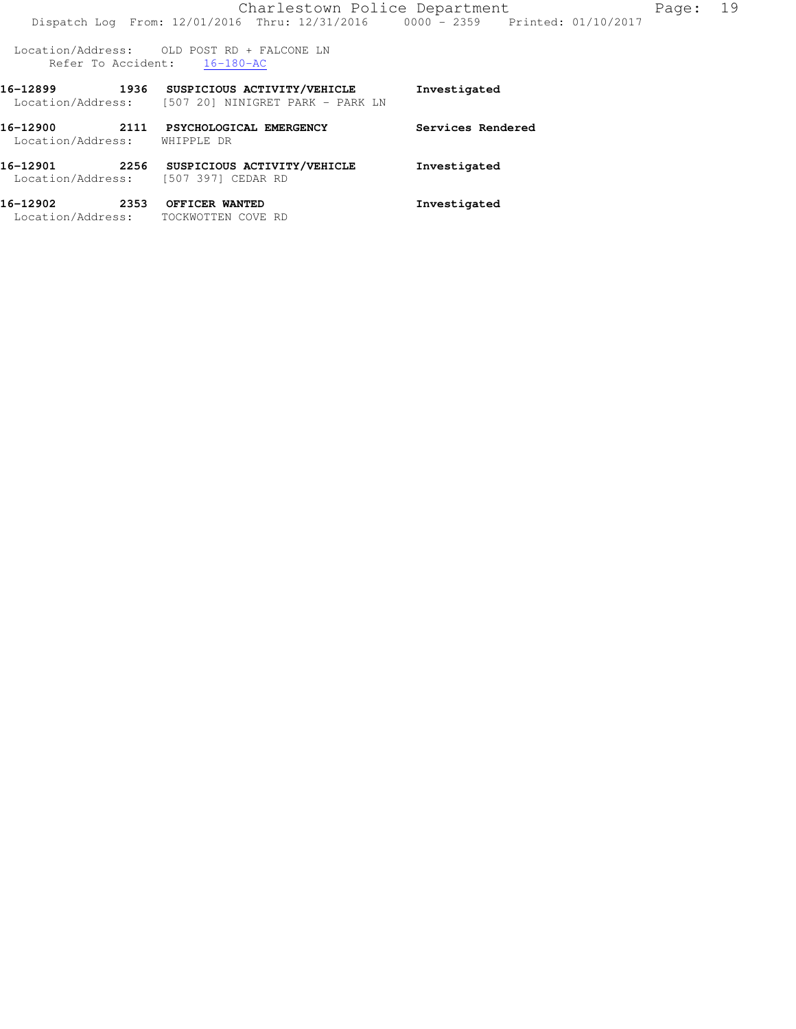Location/Address: OLD POST RD + FALCONE LN
Refer To Accident: 16-180-AC

**16-12899 1936 SUSPICIOUS ACTIVITY/VEHICLE** **Investigated**
Location/Address: [507 20] NINIGRET PARK - PARK LN

**16-12900 2111 PSYCHOLOGICAL EMERGENCY** **Services Rendered**
Location/Address: WHIPPLE DR

**16-12901 2256 SUSPICIOUS ACTIVITY/VEHICLE** **Investigated**
Location/Address: [507 397] CEDAR RD

**16-12902 2353 OFFICER WANTED** **Investigated**
Location/Address: TOCKWOTTEN COVE RD